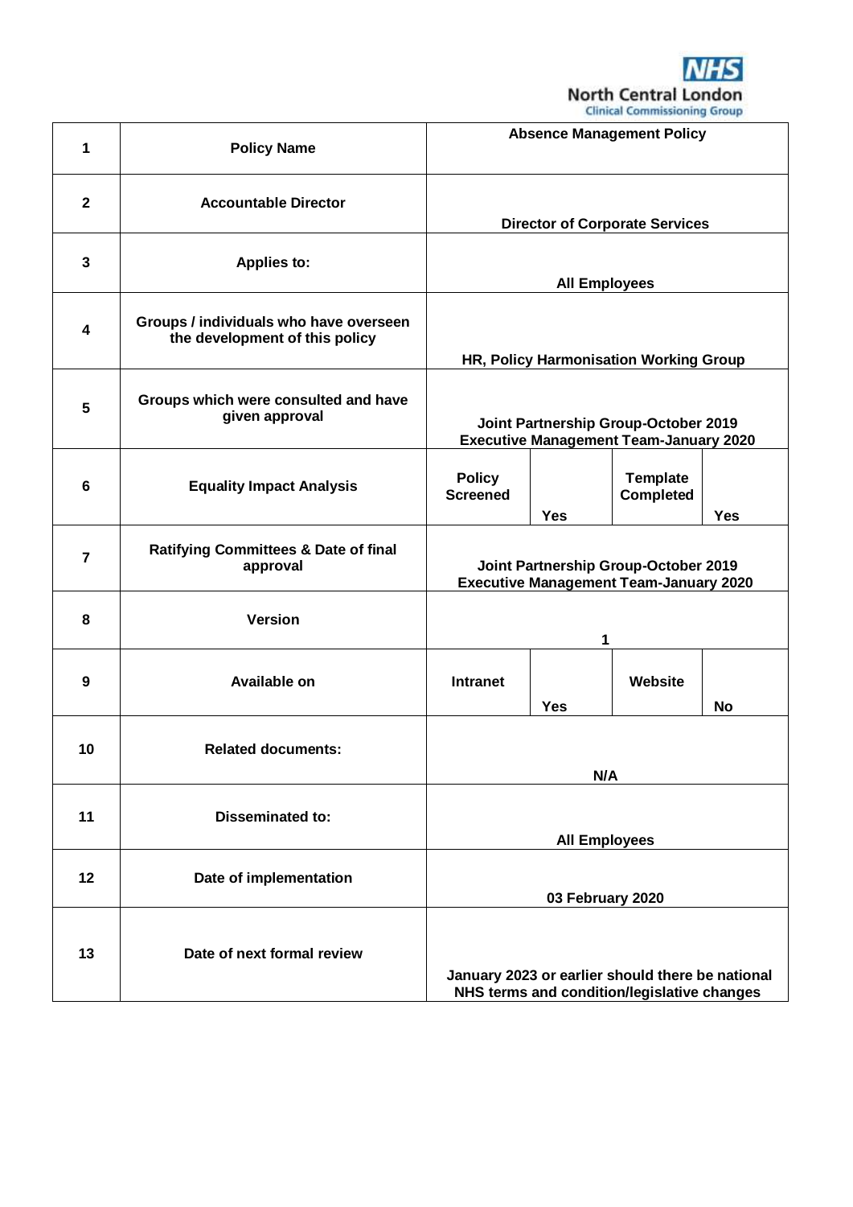NHS North Central London Clinical Commissioning Group

| | | | | | |
|---|---|---|---|---|---|
| **1** | **Policy Name** | **Absence Management Policy** | | | |
| **2** | **Accountable Director** | **Director of Corporate Services** | | | |
| **3** | **Applies to:** | **All Employees** | | | |
| **4** | **Groups / individuals who have overseen the development of this policy** | **HR, Policy Harmonisation Working Group** | | | |
| **5** | **Groups which were consulted and have given approval** | **Joint Partnership Group-October 2019**<br>**Executive Management Team-January 2020** | | | |
| **6** | **Equality Impact Analysis** | **Policy Screened** | **Yes** | **Template Completed** | **Yes** |
| **7** | **Ratifying Committees & Date of final approval** | **Joint Partnership Group-October 2019**<br>**Executive Management Team-January 2020** | | | |
| **8** | **Version** | **1** | | | |
| **9** | **Available on** | **Intranet** | **Yes** | **Website** | **No** |
| **10** | **Related documents:** | **N/A** | | | |
| **11** | **Disseminated to:** | **All Employees** | | | |
| **12** | **Date of implementation** | **03 February 2020** | | | |
| **13** | **Date of next formal review** | **January 2023 or earlier should there be national NHS terms and condition/legislative changes** | | | |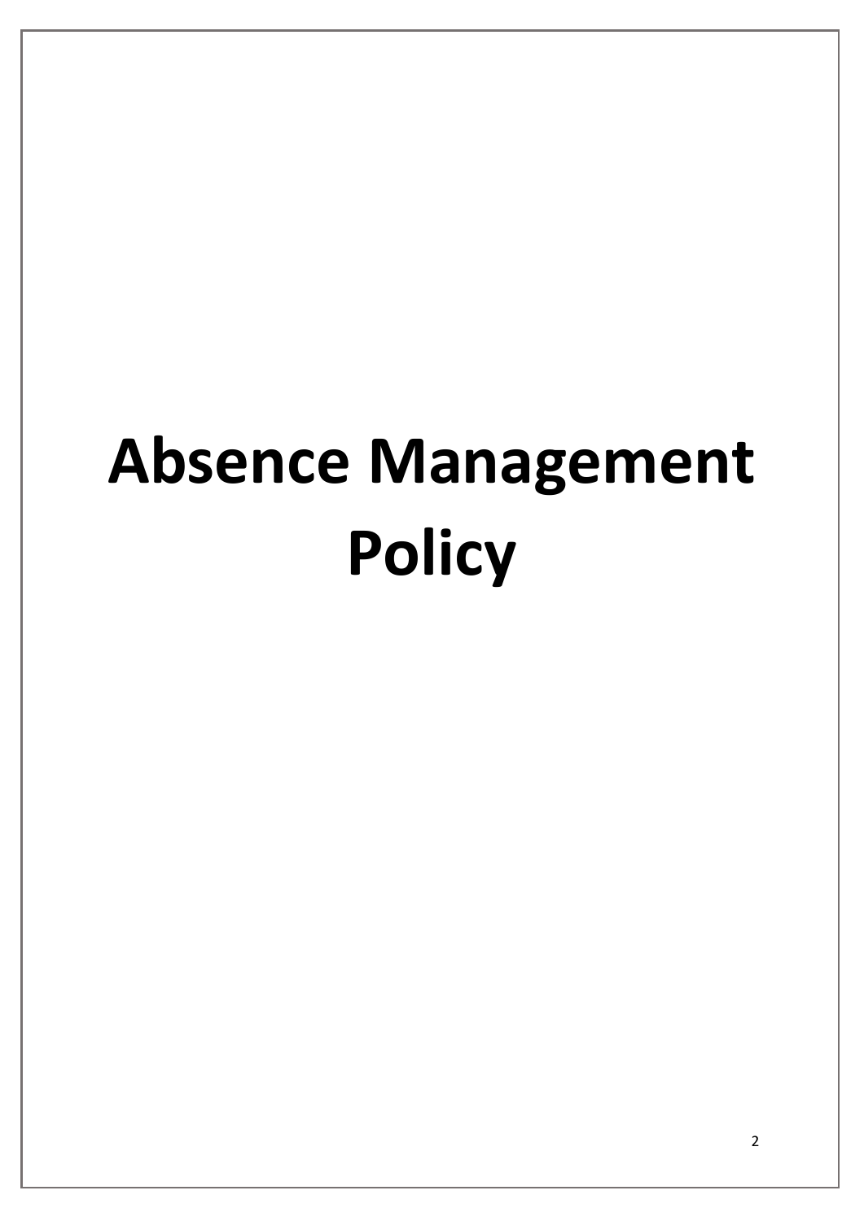# Absence Management Policy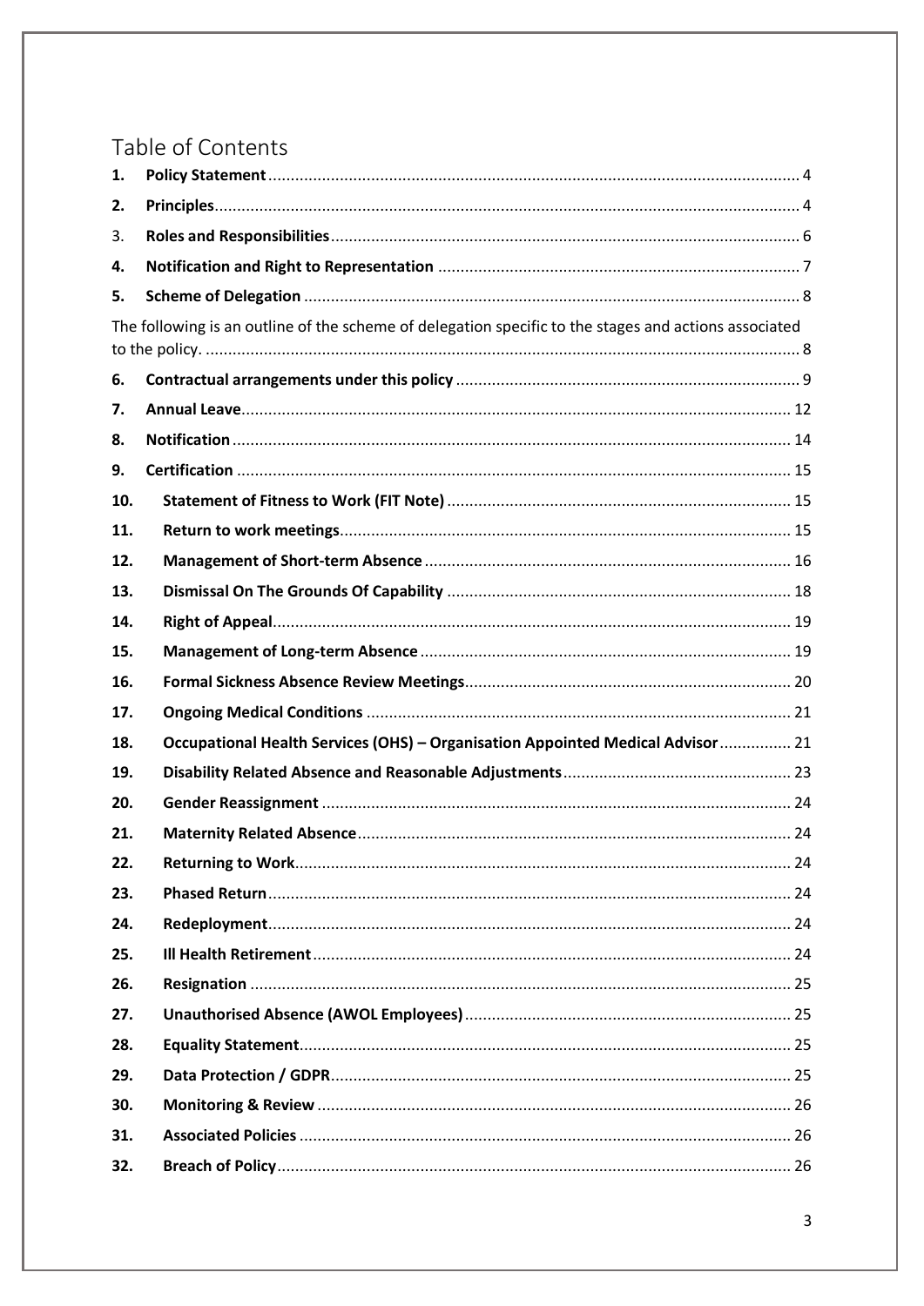# Table of Contents

1. **Policy Statement** ..... 4
2. **Principles** ..... 4
3. **Roles and Responsibilities** ..... 6
4. **Notification and Right to Representation** ..... 7
5. **Scheme of Delegation** ..... 8

The following is an outline of the scheme of delegation specific to the stages and actions associated to the policy. ..... 8

6. **Contractual arrangements under this policy** ..... 9
7. **Annual Leave** ..... 12
8. **Notification** ..... 14
9. **Certification** ..... 15
10. **Statement of Fitness to Work (FIT Note)** ..... 15
11. **Return to work meetings** ..... 15
12. **Management of Short-term Absence** ..... 16
13. **Dismissal On The Grounds Of Capability** ..... 18
14. **Right of Appeal** ..... 19
15. **Management of Long-term Absence** ..... 19
16. **Formal Sickness Absence Review Meetings** ..... 20
17. **Ongoing Medical Conditions** ..... 21
18. **Occupational Health Services (OHS) – Organisation Appointed Medical Advisor** ..... 21
19. **Disability Related Absence and Reasonable Adjustments** ..... 23
20. **Gender Reassignment** ..... 24
21. **Maternity Related Absence** ..... 24
22. **Returning to Work** ..... 24
23. **Phased Return** ..... 24
24. **Redeployment** ..... 24
25. **Ill Health Retirement** ..... 24
26. **Resignation** ..... 25
27. **Unauthorised Absence (AWOL Employees)** ..... 25
28. **Equality Statement** ..... 25
29. **Data Protection / GDPR** ..... 25
30. **Monitoring & Review** ..... 26
31. **Associated Policies** ..... 26
32. **Breach of Policy** ..... 26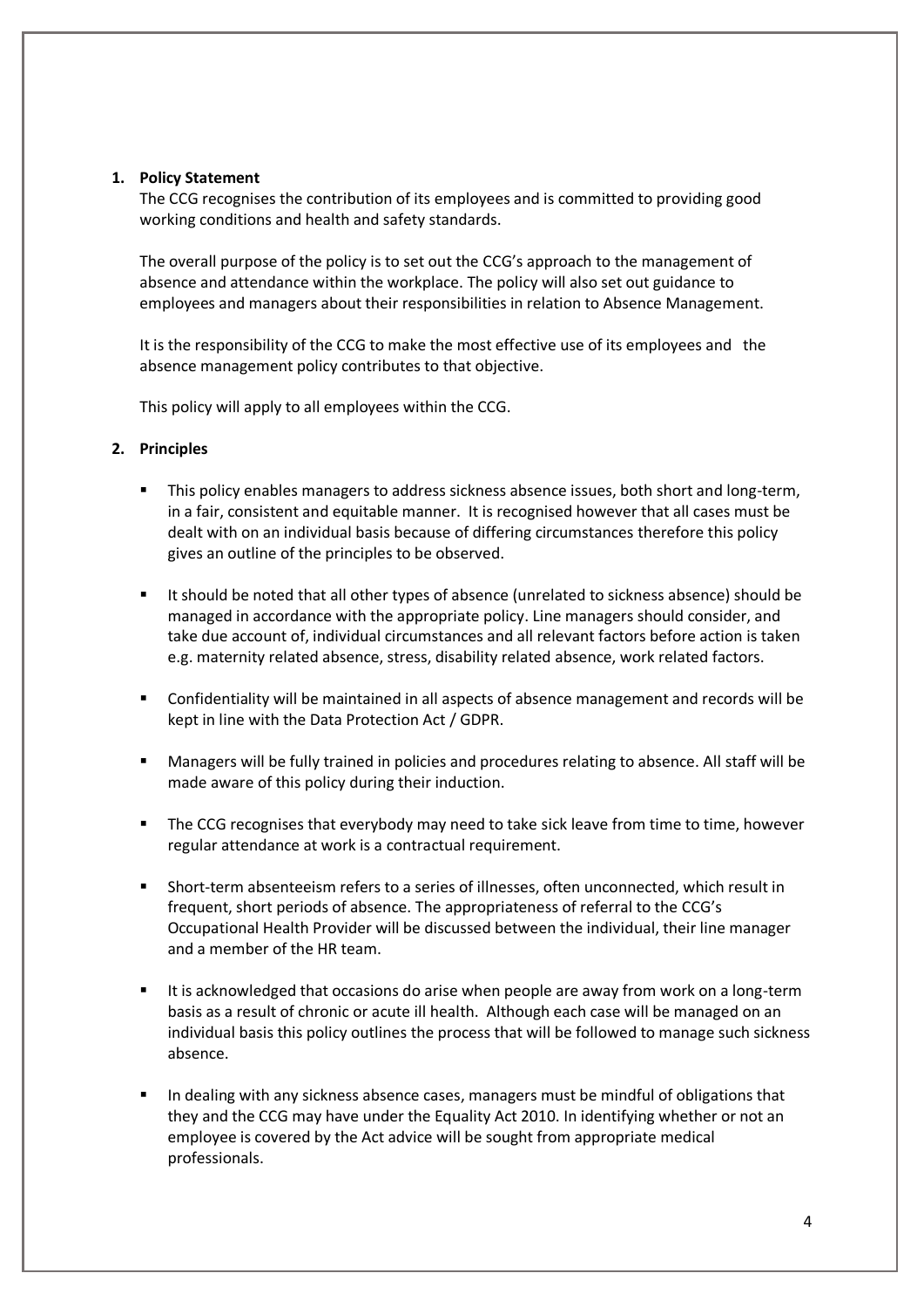## 1. Policy Statement

The CCG recognises the contribution of its employees and is committed to providing good working conditions and health and safety standards.

The overall purpose of the policy is to set out the CCG's approach to the management of absence and attendance within the workplace. The policy will also set out guidance to employees and managers about their responsibilities in relation to Absence Management.

It is the responsibility of the CCG to make the most effective use of its employees and the absence management policy contributes to that objective.

This policy will apply to all employees within the CCG.

## 2. Principles

- This policy enables managers to address sickness absence issues, both short and long-term, in a fair, consistent and equitable manner. It is recognised however that all cases must be dealt with on an individual basis because of differing circumstances therefore this policy gives an outline of the principles to be observed.

- It should be noted that all other types of absence (unrelated to sickness absence) should be managed in accordance with the appropriate policy. Line managers should consider, and take due account of, individual circumstances and all relevant factors before action is taken e.g. maternity related absence, stress, disability related absence, work related factors.

- Confidentiality will be maintained in all aspects of absence management and records will be kept in line with the Data Protection Act / GDPR.

- Managers will be fully trained in policies and procedures relating to absence. All staff will be made aware of this policy during their induction.

- The CCG recognises that everybody may need to take sick leave from time to time, however regular attendance at work is a contractual requirement.

- Short-term absenteeism refers to a series of illnesses, often unconnected, which result in frequent, short periods of absence. The appropriateness of referral to the CCG's Occupational Health Provider will be discussed between the individual, their line manager and a member of the HR team.

- It is acknowledged that occasions do arise when people are away from work on a long-term basis as a result of chronic or acute ill health. Although each case will be managed on an individual basis this policy outlines the process that will be followed to manage such sickness absence.

- In dealing with any sickness absence cases, managers must be mindful of obligations that they and the CCG may have under the Equality Act 2010. In identifying whether or not an employee is covered by the Act advice will be sought from appropriate medical professionals.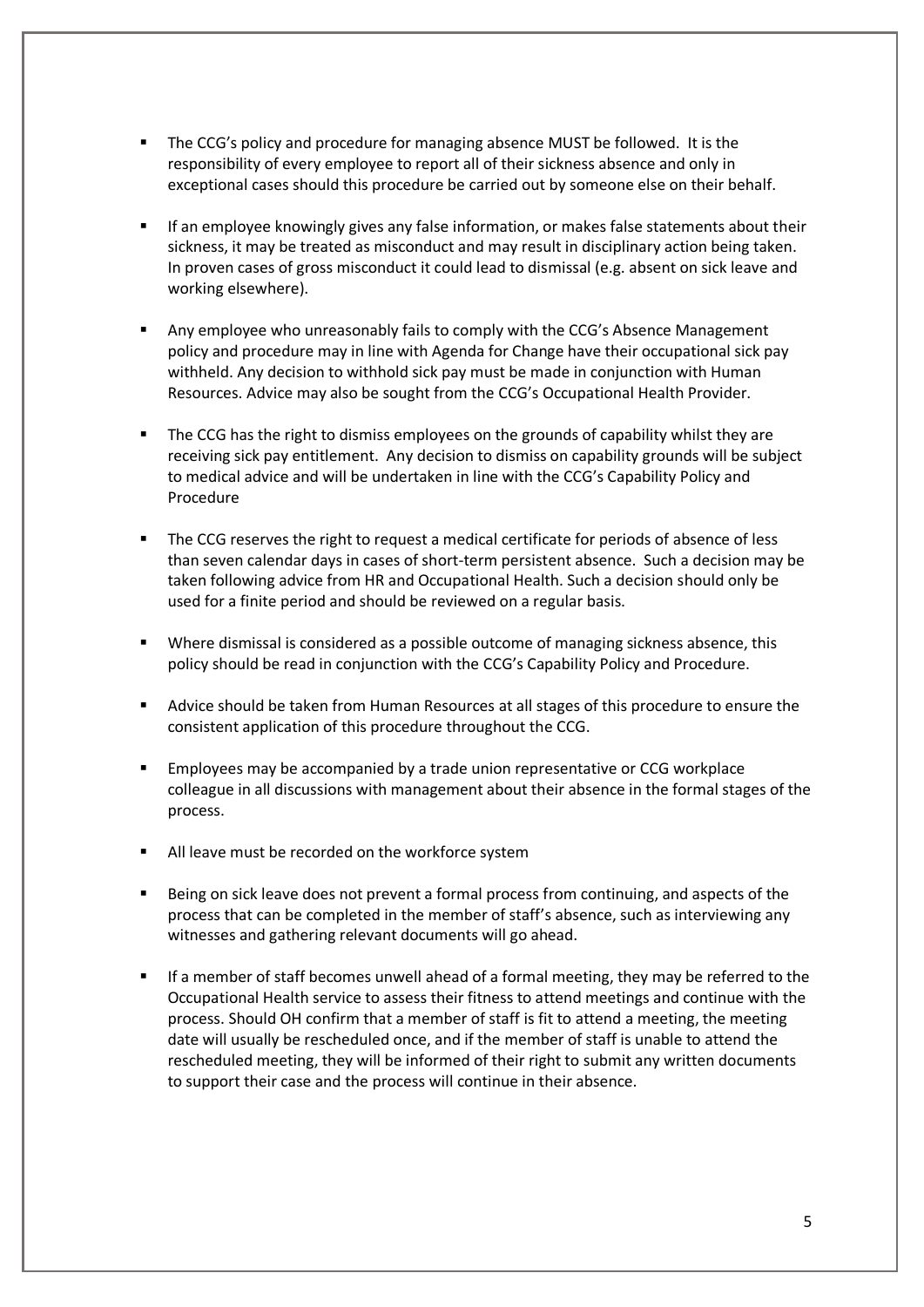- The CCG's policy and procedure for managing absence MUST be followed. It is the responsibility of every employee to report all of their sickness absence and only in exceptional cases should this procedure be carried out by someone else on their behalf.

- If an employee knowingly gives any false information, or makes false statements about their sickness, it may be treated as misconduct and may result in disciplinary action being taken. In proven cases of gross misconduct it could lead to dismissal (e.g. absent on sick leave and working elsewhere).

- Any employee who unreasonably fails to comply with the CCG's Absence Management policy and procedure may in line with Agenda for Change have their occupational sick pay withheld. Any decision to withhold sick pay must be made in conjunction with Human Resources. Advice may also be sought from the CCG's Occupational Health Provider.

- The CCG has the right to dismiss employees on the grounds of capability whilst they are receiving sick pay entitlement. Any decision to dismiss on capability grounds will be subject to medical advice and will be undertaken in line with the CCG's Capability Policy and Procedure

- The CCG reserves the right to request a medical certificate for periods of absence of less than seven calendar days in cases of short-term persistent absence. Such a decision may be taken following advice from HR and Occupational Health. Such a decision should only be used for a finite period and should be reviewed on a regular basis.

- Where dismissal is considered as a possible outcome of managing sickness absence, this policy should be read in conjunction with the CCG's Capability Policy and Procedure.

- Advice should be taken from Human Resources at all stages of this procedure to ensure the consistent application of this procedure throughout the CCG.

- Employees may be accompanied by a trade union representative or CCG workplace colleague in all discussions with management about their absence in the formal stages of the process.

- All leave must be recorded on the workforce system

- Being on sick leave does not prevent a formal process from continuing, and aspects of the process that can be completed in the member of staff's absence, such as interviewing any witnesses and gathering relevant documents will go ahead.

- If a member of staff becomes unwell ahead of a formal meeting, they may be referred to the Occupational Health service to assess their fitness to attend meetings and continue with the process. Should OH confirm that a member of staff is fit to attend a meeting, the meeting date will usually be rescheduled once, and if the member of staff is unable to attend the rescheduled meeting, they will be informed of their right to submit any written documents to support their case and the process will continue in their absence.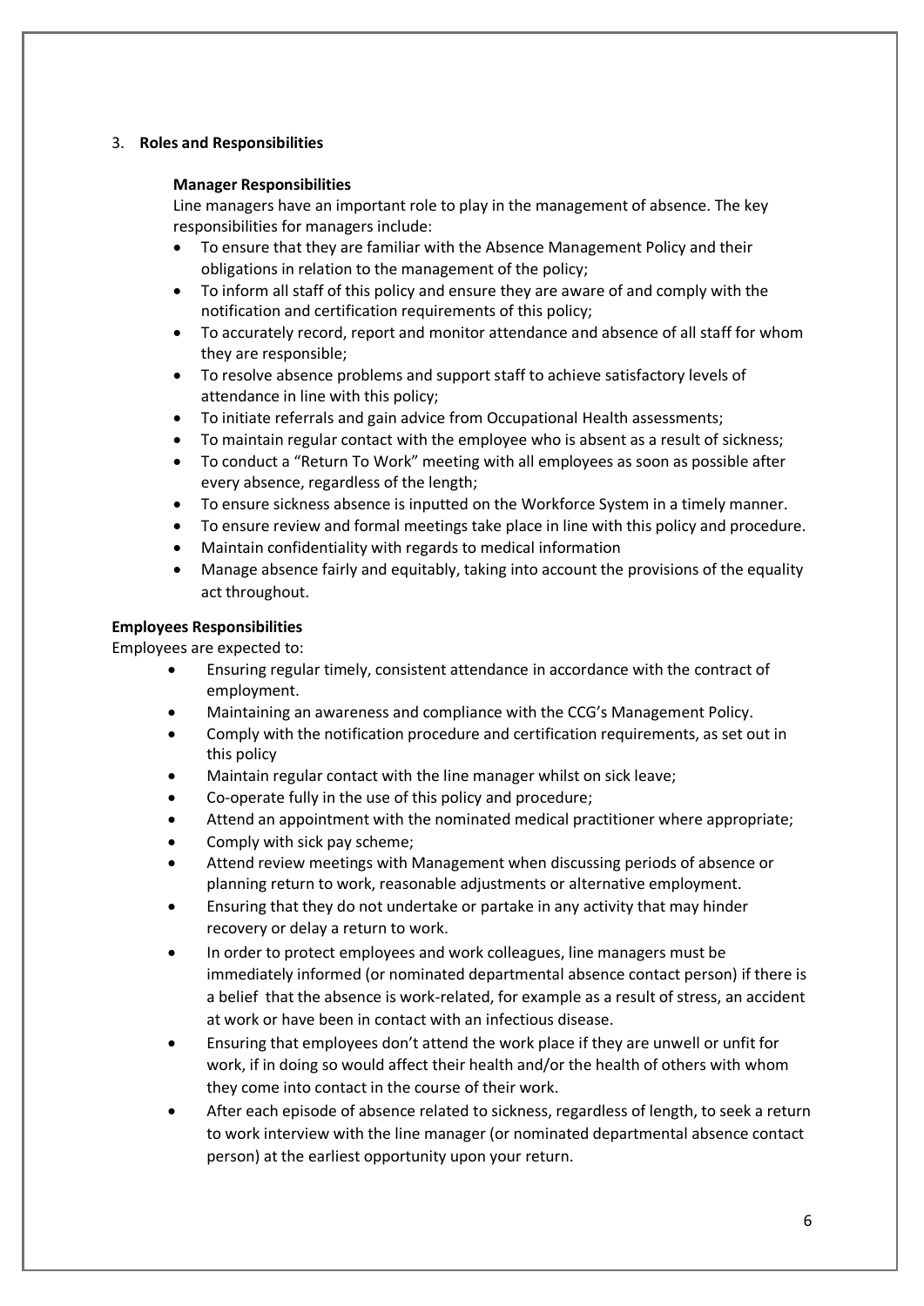## 3. **Roles and Responsibilities**

### Manager Responsibilities

Line managers have an important role to play in the management of absence. The key responsibilities for managers include:

- To ensure that they are familiar with the Absence Management Policy and their obligations in relation to the management of the policy;
- To inform all staff of this policy and ensure they are aware of and comply with the notification and certification requirements of this policy;
- To accurately record, report and monitor attendance and absence of all staff for whom they are responsible;
- To resolve absence problems and support staff to achieve satisfactory levels of attendance in line with this policy;
- To initiate referrals and gain advice from Occupational Health assessments;
- To maintain regular contact with the employee who is absent as a result of sickness;
- To conduct a "Return To Work" meeting with all employees as soon as possible after every absence, regardless of the length;
- To ensure sickness absence is inputted on the Workforce System in a timely manner.
- To ensure review and formal meetings take place in line with this policy and procedure.
- Maintain confidentiality with regards to medical information
- Manage absence fairly and equitably, taking into account the provisions of the equality act throughout.

### Employees Responsibilities

Employees are expected to:

- Ensuring regular timely, consistent attendance in accordance with the contract of employment.
- Maintaining an awareness and compliance with the CCG's Management Policy.
- Comply with the notification procedure and certification requirements, as set out in this policy
- Maintain regular contact with the line manager whilst on sick leave;
- Co-operate fully in the use of this policy and procedure;
- Attend an appointment with the nominated medical practitioner where appropriate;
- Comply with sick pay scheme;
- Attend review meetings with Management when discussing periods of absence or planning return to work, reasonable adjustments or alternative employment.
- Ensuring that they do not undertake or partake in any activity that may hinder recovery or delay a return to work.
- In order to protect employees and work colleagues, line managers must be immediately informed (or nominated departmental absence contact person) if there is a belief that the absence is work-related, for example as a result of stress, an accident at work or have been in contact with an infectious disease.
- Ensuring that employees don't attend the work place if they are unwell or unfit for work, if in doing so would affect their health and/or the health of others with whom they come into contact in the course of their work.
- After each episode of absence related to sickness, regardless of length, to seek a return to work interview with the line manager (or nominated departmental absence contact person) at the earliest opportunity upon your return.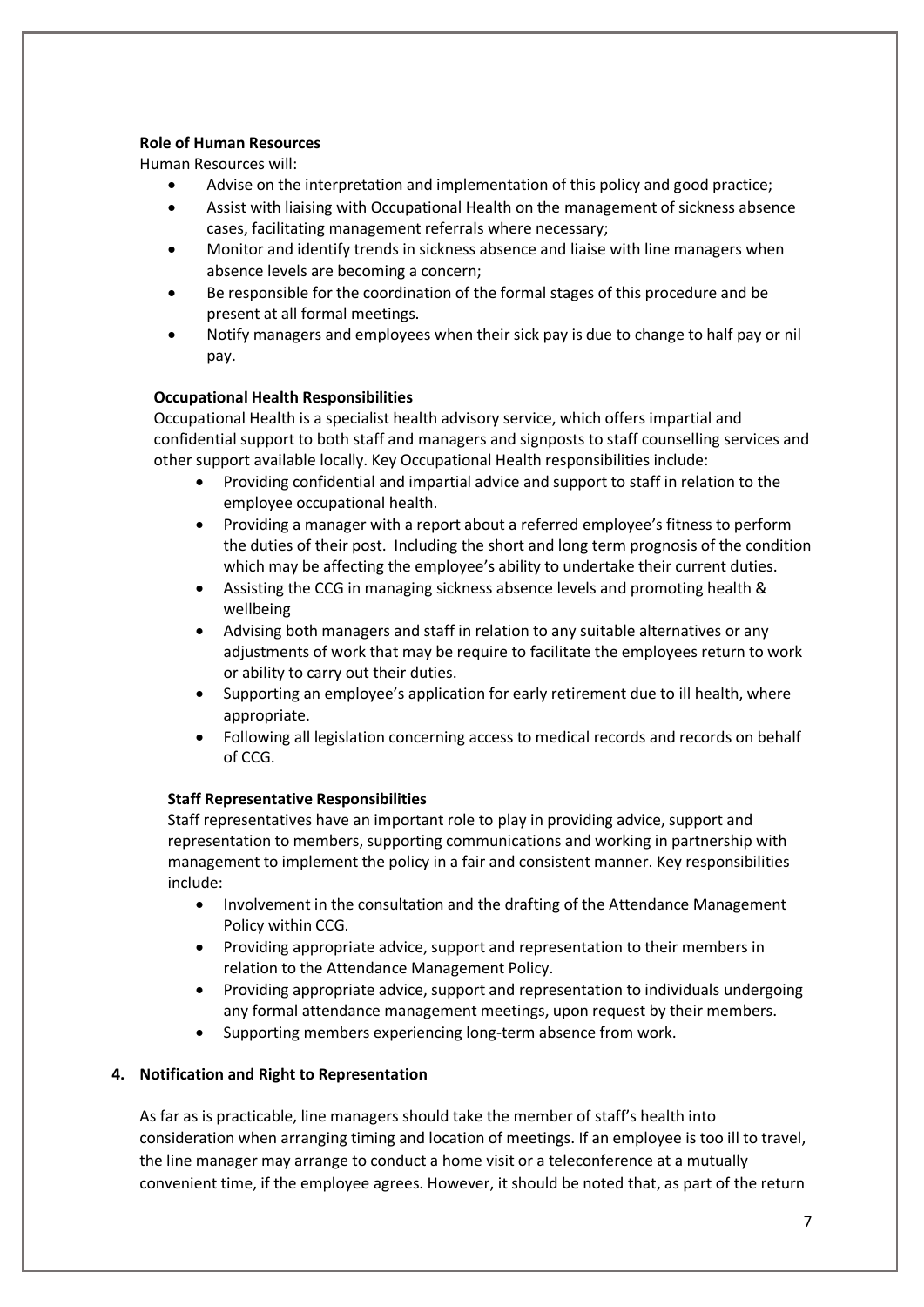**Role of Human Resources**

Human Resources will:

- Advise on the interpretation and implementation of this policy and good practice;
- Assist with liaising with Occupational Health on the management of sickness absence cases, facilitating management referrals where necessary;
- Monitor and identify trends in sickness absence and liaise with line managers when absence levels are becoming a concern;
- Be responsible for the coordination of the formal stages of this procedure and be present at all formal meetings.
- Notify managers and employees when their sick pay is due to change to half pay or nil pay.

**Occupational Health Responsibilities**

Occupational Health is a specialist health advisory service, which offers impartial and confidential support to both staff and managers and signposts to staff counselling services and other support available locally. Key Occupational Health responsibilities include:

- Providing confidential and impartial advice and support to staff in relation to the employee occupational health.
- Providing a manager with a report about a referred employee's fitness to perform the duties of their post. Including the short and long term prognosis of the condition which may be affecting the employee's ability to undertake their current duties.
- Assisting the CCG in managing sickness absence levels and promoting health & wellbeing
- Advising both managers and staff in relation to any suitable alternatives or any adjustments of work that may be require to facilitate the employees return to work or ability to carry out their duties.
- Supporting an employee's application for early retirement due to ill health, where appropriate.
- Following all legislation concerning access to medical records and records on behalf of CCG.

**Staff Representative Responsibilities**

Staff representatives have an important role to play in providing advice, support and representation to members, supporting communications and working in partnership with management to implement the policy in a fair and consistent manner. Key responsibilities include:

- Involvement in the consultation and the drafting of the Attendance Management Policy within CCG.
- Providing appropriate advice, support and representation to their members in relation to the Attendance Management Policy.
- Providing appropriate advice, support and representation to individuals undergoing any formal attendance management meetings, upon request by their members.
- Supporting members experiencing long-term absence from work.

## 4. Notification and Right to Representation

As far as is practicable, line managers should take the member of staff's health into consideration when arranging timing and location of meetings. If an employee is too ill to travel, the line manager may arrange to conduct a home visit or a teleconference at a mutually convenient time, if the employee agrees. However, it should be noted that, as part of the return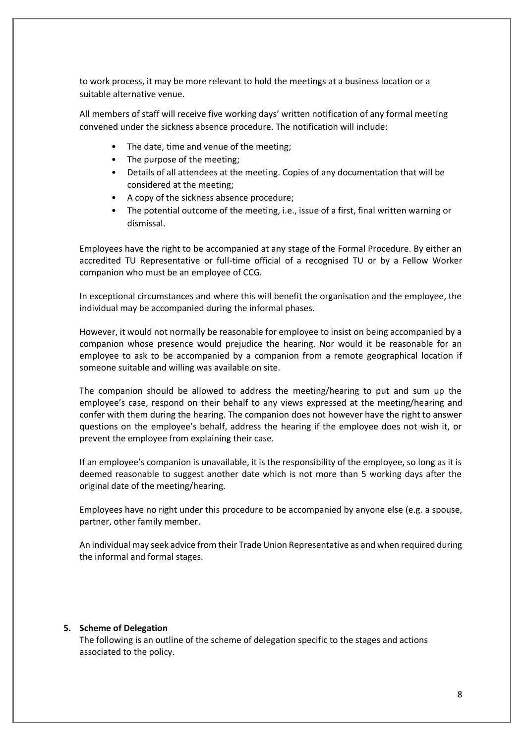to work process, it may be more relevant to hold the meetings at a business location or a suitable alternative venue.

All members of staff will receive five working days' written notification of any formal meeting convened under the sickness absence procedure. The notification will include:

- The date, time and venue of the meeting;
- The purpose of the meeting;
- Details of all attendees at the meeting. Copies of any documentation that will be considered at the meeting;
- A copy of the sickness absence procedure;
- The potential outcome of the meeting, i.e., issue of a first, final written warning or dismissal.

Employees have the right to be accompanied at any stage of the Formal Procedure. By either an accredited TU Representative or full-time official of a recognised TU or by a Fellow Worker companion who must be an employee of CCG.

In exceptional circumstances and where this will benefit the organisation and the employee, the individual may be accompanied during the informal phases.

However, it would not normally be reasonable for employee to insist on being accompanied by a companion whose presence would prejudice the hearing. Nor would it be reasonable for an employee to ask to be accompanied by a companion from a remote geographical location if someone suitable and willing was available on site.

The companion should be allowed to address the meeting/hearing to put and sum up the employee's case, respond on their behalf to any views expressed at the meeting/hearing and confer with them during the hearing. The companion does not however have the right to answer questions on the employee's behalf, address the hearing if the employee does not wish it, or prevent the employee from explaining their case.

If an employee's companion is unavailable, it is the responsibility of the employee, so long as it is deemed reasonable to suggest another date which is not more than 5 working days after the original date of the meeting/hearing.

Employees have no right under this procedure to be accompanied by anyone else (e.g. a spouse, partner, other family member.

An individual may seek advice from their Trade Union Representative as and when required during the informal and formal stages.

## 5. Scheme of Delegation

The following is an outline of the scheme of delegation specific to the stages and actions associated to the policy.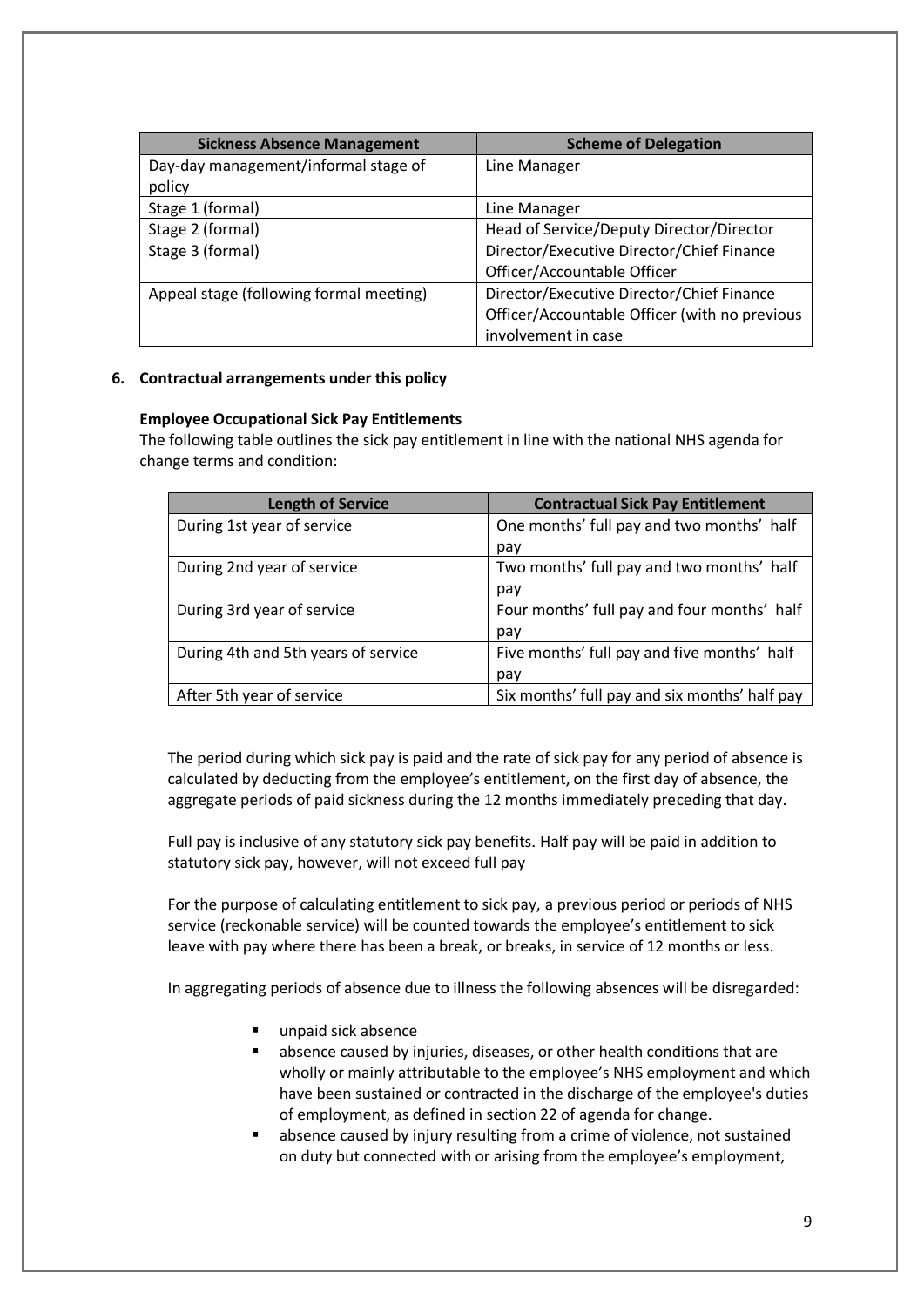| Sickness Absence Management | Scheme of Delegation |
|---|---|
| Day-day management/informal stage of policy | Line Manager |
| Stage 1 (formal) | Line Manager |
| Stage 2 (formal) | Head of Service/Deputy Director/Director |
| Stage 3 (formal) | Director/Executive Director/Chief Finance Officer/Accountable Officer |
| Appeal stage (following formal meeting) | Director/Executive Director/Chief Finance Officer/Accountable Officer (with no previous involvement in case |

## 6. Contractual arrangements under this policy

**Employee Occupational Sick Pay Entitlements**

The following table outlines the sick pay entitlement in line with the national NHS agenda for change terms and condition:

| Length of Service | Contractual Sick Pay Entitlement |
|---|---|
| During 1st year of service | One months' full pay and two months' half pay |
| During 2nd year of service | Two months' full pay and two months' half pay |
| During 3rd year of service | Four months' full pay and four months' half pay |
| During 4th and 5th years of service | Five months' full pay and five months' half pay |
| After 5th year of service | Six months' full pay and six months' half pay |

The period during which sick pay is paid and the rate of sick pay for any period of absence is calculated by deducting from the employee's entitlement, on the first day of absence, the aggregate periods of paid sickness during the 12 months immediately preceding that day.

Full pay is inclusive of any statutory sick pay benefits. Half pay will be paid in addition to statutory sick pay, however, will not exceed full pay

For the purpose of calculating entitlement to sick pay, a previous period or periods of NHS service (reckonable service) will be counted towards the employee's entitlement to sick leave with pay where there has been a break, or breaks, in service of 12 months or less.

In aggregating periods of absence due to illness the following absences will be disregarded:

- unpaid sick absence
- absence caused by injuries, diseases, or other health conditions that are wholly or mainly attributable to the employee's NHS employment and which have been sustained or contracted in the discharge of the employee's duties of employment, as defined in section 22 of agenda for change.
- absence caused by injury resulting from a crime of violence, not sustained on duty but connected with or arising from the employee's employment,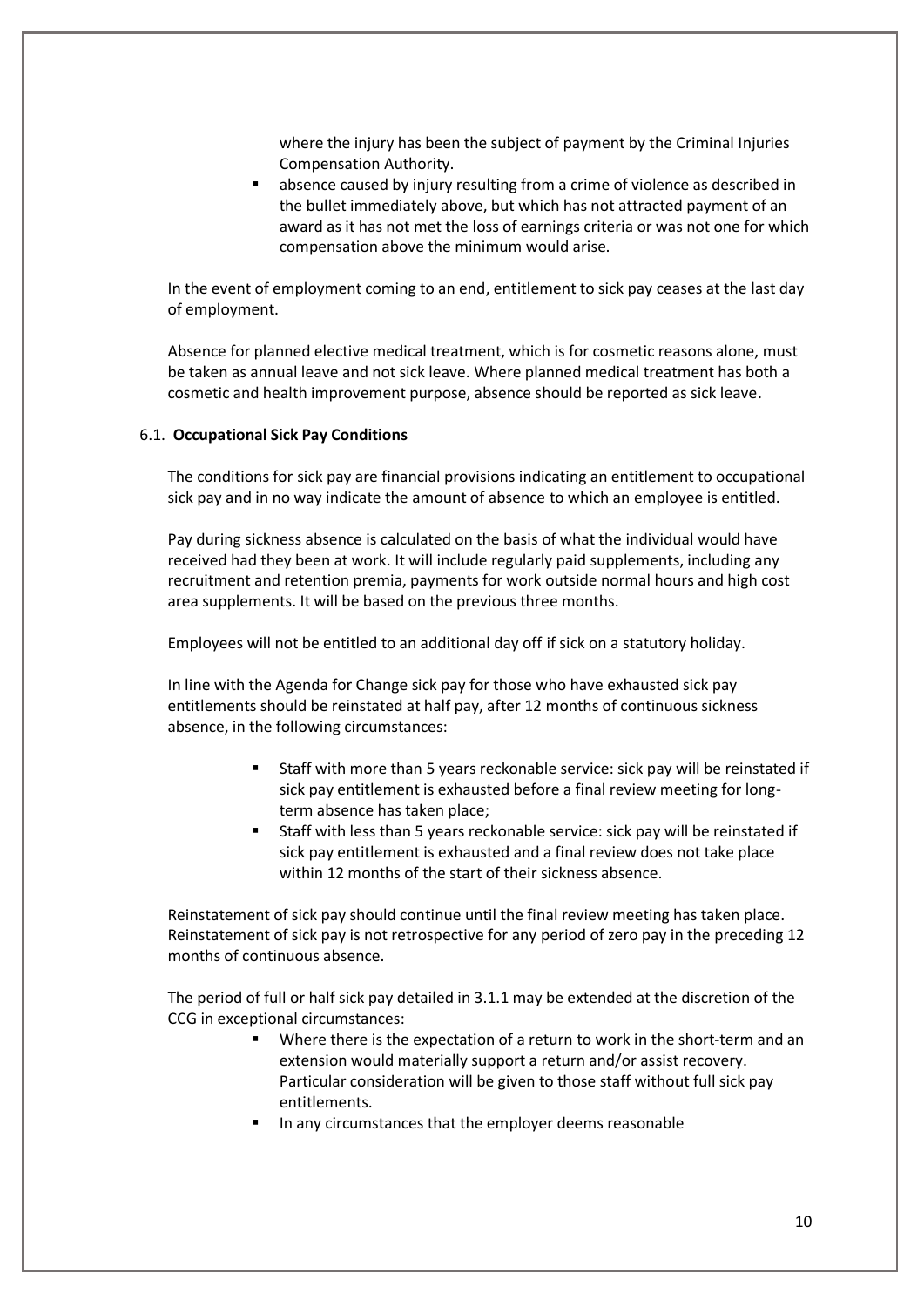where the injury has been the subject of payment by the Criminal Injuries Compensation Authority.

- absence caused by injury resulting from a crime of violence as described in the bullet immediately above, but which has not attracted payment of an award as it has not met the loss of earnings criteria or was not one for which compensation above the minimum would arise.

In the event of employment coming to an end, entitlement to sick pay ceases at the last day of employment.

Absence for planned elective medical treatment, which is for cosmetic reasons alone, must be taken as annual leave and not sick leave. Where planned medical treatment has both a cosmetic and health improvement purpose, absence should be reported as sick leave.

### 6.1. **Occupational Sick Pay Conditions**

The conditions for sick pay are financial provisions indicating an entitlement to occupational sick pay and in no way indicate the amount of absence to which an employee is entitled.

Pay during sickness absence is calculated on the basis of what the individual would have received had they been at work. It will include regularly paid supplements, including any recruitment and retention premia, payments for work outside normal hours and high cost area supplements. It will be based on the previous three months.

Employees will not be entitled to an additional day off if sick on a statutory holiday.

In line with the Agenda for Change sick pay for those who have exhausted sick pay entitlements should be reinstated at half pay, after 12 months of continuous sickness absence, in the following circumstances:

- Staff with more than 5 years reckonable service: sick pay will be reinstated if sick pay entitlement is exhausted before a final review meeting for long-term absence has taken place;
- Staff with less than 5 years reckonable service: sick pay will be reinstated if sick pay entitlement is exhausted and a final review does not take place within 12 months of the start of their sickness absence.

Reinstatement of sick pay should continue until the final review meeting has taken place. Reinstatement of sick pay is not retrospective for any period of zero pay in the preceding 12 months of continuous absence.

The period of full or half sick pay detailed in 3.1.1 may be extended at the discretion of the CCG in exceptional circumstances:

- Where there is the expectation of a return to work in the short-term and an extension would materially support a return and/or assist recovery. Particular consideration will be given to those staff without full sick pay entitlements.
- In any circumstances that the employer deems reasonable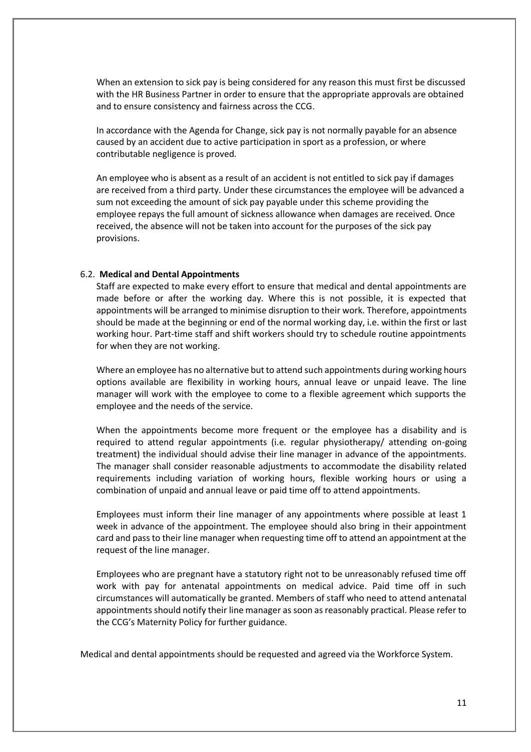When an extension to sick pay is being considered for any reason this must first be discussed with the HR Business Partner in order to ensure that the appropriate approvals are obtained and to ensure consistency and fairness across the CCG.

In accordance with the Agenda for Change, sick pay is not normally payable for an absence caused by an accident due to active participation in sport as a profession, or where contributable negligence is proved.

An employee who is absent as a result of an accident is not entitled to sick pay if damages are received from a third party. Under these circumstances the employee will be advanced a sum not exceeding the amount of sick pay payable under this scheme providing the employee repays the full amount of sickness allowance when damages are received. Once received, the absence will not be taken into account for the purposes of the sick pay provisions.

### 6.2. **Medical and Dental Appointments**

Staff are expected to make every effort to ensure that medical and dental appointments are made before or after the working day. Where this is not possible, it is expected that appointments will be arranged to minimise disruption to their work. Therefore, appointments should be made at the beginning or end of the normal working day, i.e. within the first or last working hour. Part-time staff and shift workers should try to schedule routine appointments for when they are not working.

Where an employee has no alternative but to attend such appointments during working hours options available are flexibility in working hours, annual leave or unpaid leave. The line manager will work with the employee to come to a flexible agreement which supports the employee and the needs of the service.

When the appointments become more frequent or the employee has a disability and is required to attend regular appointments (i.e. regular physiotherapy/ attending on-going treatment) the individual should advise their line manager in advance of the appointments. The manager shall consider reasonable adjustments to accommodate the disability related requirements including variation of working hours, flexible working hours or using a combination of unpaid and annual leave or paid time off to attend appointments.

Employees must inform their line manager of any appointments where possible at least 1 week in advance of the appointment. The employee should also bring in their appointment card and pass to their line manager when requesting time off to attend an appointment at the request of the line manager.

Employees who are pregnant have a statutory right not to be unreasonably refused time off work with pay for antenatal appointments on medical advice. Paid time off in such circumstances will automatically be granted. Members of staff who need to attend antenatal appointments should notify their line manager as soon as reasonably practical. Please refer to the CCG's Maternity Policy for further guidance.

Medical and dental appointments should be requested and agreed via the Workforce System.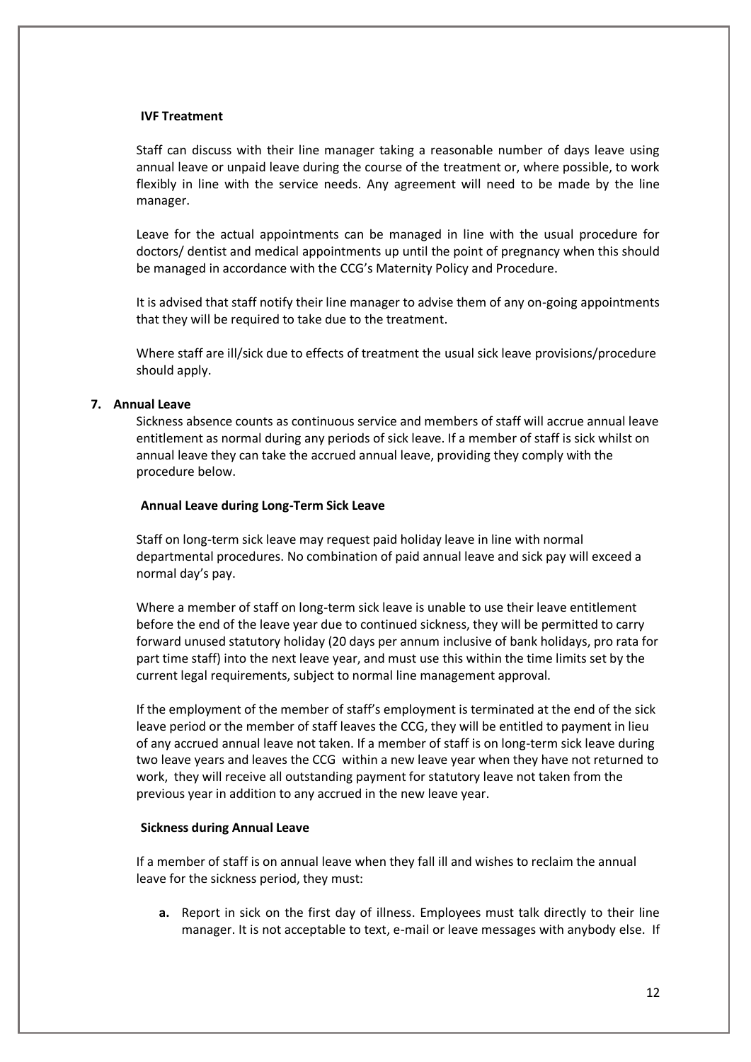**IVF Treatment**

Staff can discuss with their line manager taking a reasonable number of days leave using annual leave or unpaid leave during the course of the treatment or, where possible, to work flexibly in line with the service needs. Any agreement will need to be made by the line manager.

Leave for the actual appointments can be managed in line with the usual procedure for doctors/ dentist and medical appointments up until the point of pregnancy when this should be managed in accordance with the CCG's Maternity Policy and Procedure.

It is advised that staff notify their line manager to advise them of any on-going appointments that they will be required to take due to the treatment.

Where staff are ill/sick due to effects of treatment the usual sick leave provisions/procedure should apply.

## 7. Annual Leave

Sickness absence counts as continuous service and members of staff will accrue annual leave entitlement as normal during any periods of sick leave. If a member of staff is sick whilst on annual leave they can take the accrued annual leave, providing they comply with the procedure below.

**Annual Leave during Long-Term Sick Leave**

Staff on long-term sick leave may request paid holiday leave in line with normal departmental procedures. No combination of paid annual leave and sick pay will exceed a normal day's pay.

Where a member of staff on long-term sick leave is unable to use their leave entitlement before the end of the leave year due to continued sickness, they will be permitted to carry forward unused statutory holiday (20 days per annum inclusive of bank holidays, pro rata for part time staff) into the next leave year, and must use this within the time limits set by the current legal requirements, subject to normal line management approval.

If the employment of the member of staff's employment is terminated at the end of the sick leave period or the member of staff leaves the CCG, they will be entitled to payment in lieu of any accrued annual leave not taken. If a member of staff is on long-term sick leave during two leave years and leaves the CCG within a new leave year when they have not returned to work, they will receive all outstanding payment for statutory leave not taken from the previous year in addition to any accrued in the new leave year.

**Sickness during Annual Leave**

If a member of staff is on annual leave when they fall ill and wishes to reclaim the annual leave for the sickness period, they must:

a. Report in sick on the first day of illness. Employees must talk directly to their line manager. It is not acceptable to text, e-mail or leave messages with anybody else. If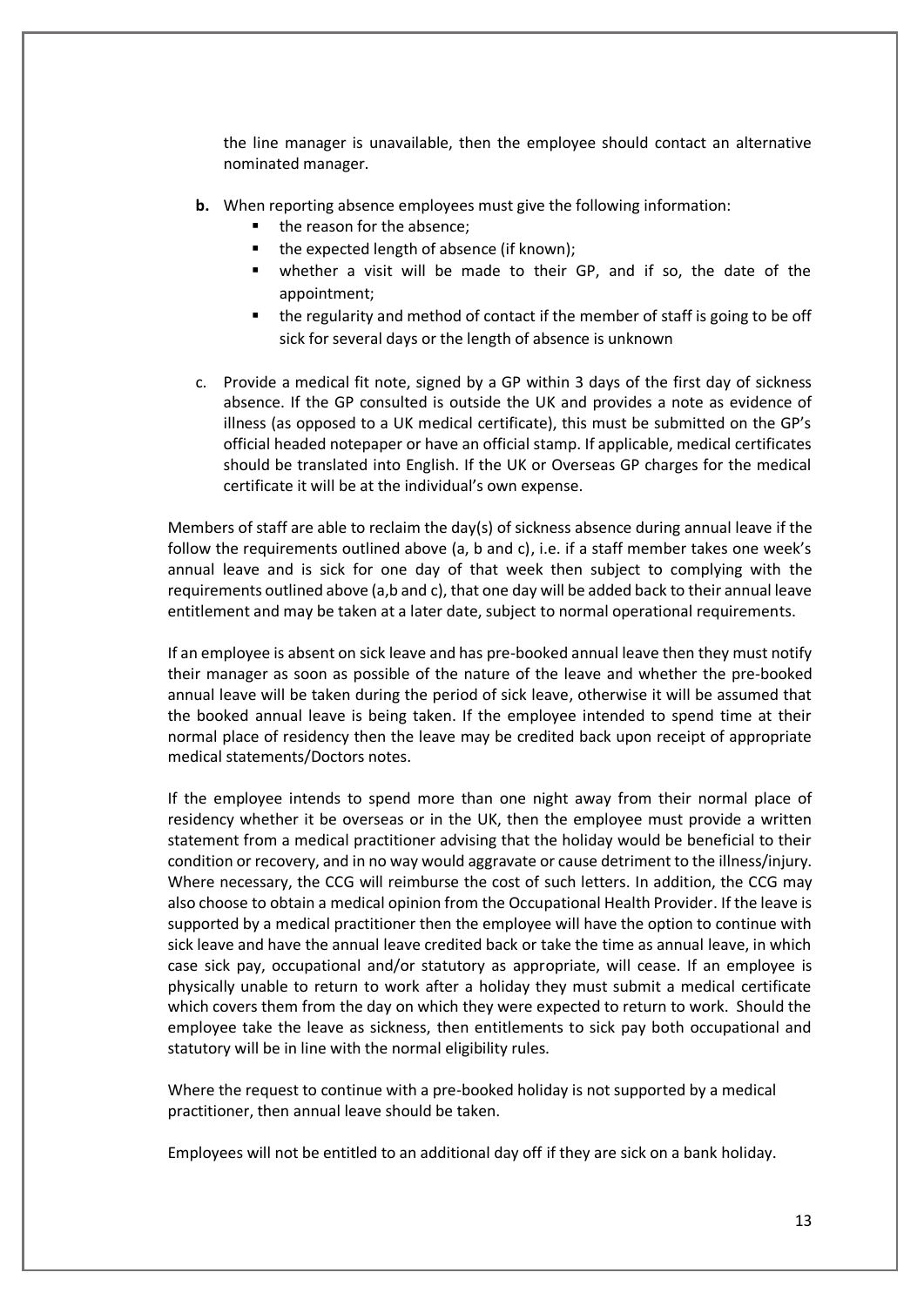the line manager is unavailable, then the employee should contact an alternative nominated manager.

**b.** When reporting absence employees must give the following information:

- the reason for the absence;
- the expected length of absence (if known);
- whether a visit will be made to their GP, and if so, the date of the appointment;
- the regularity and method of contact if the member of staff is going to be off sick for several days or the length of absence is unknown

c. Provide a medical fit note, signed by a GP within 3 days of the first day of sickness absence. If the GP consulted is outside the UK and provides a note as evidence of illness (as opposed to a UK medical certificate), this must be submitted on the GP's official headed notepaper or have an official stamp. If applicable, medical certificates should be translated into English. If the UK or Overseas GP charges for the medical certificate it will be at the individual's own expense.

Members of staff are able to reclaim the day(s) of sickness absence during annual leave if the follow the requirements outlined above (a, b and c), i.e. if a staff member takes one week's annual leave and is sick for one day of that week then subject to complying with the requirements outlined above (a,b and c), that one day will be added back to their annual leave entitlement and may be taken at a later date, subject to normal operational requirements.

If an employee is absent on sick leave and has pre-booked annual leave then they must notify their manager as soon as possible of the nature of the leave and whether the pre-booked annual leave will be taken during the period of sick leave, otherwise it will be assumed that the booked annual leave is being taken. If the employee intended to spend time at their normal place of residency then the leave may be credited back upon receipt of appropriate medical statements/Doctors notes.

If the employee intends to spend more than one night away from their normal place of residency whether it be overseas or in the UK, then the employee must provide a written statement from a medical practitioner advising that the holiday would be beneficial to their condition or recovery, and in no way would aggravate or cause detriment to the illness/injury. Where necessary, the CCG will reimburse the cost of such letters. In addition, the CCG may also choose to obtain a medical opinion from the Occupational Health Provider. If the leave is supported by a medical practitioner then the employee will have the option to continue with sick leave and have the annual leave credited back or take the time as annual leave, in which case sick pay, occupational and/or statutory as appropriate, will cease. If an employee is physically unable to return to work after a holiday they must submit a medical certificate which covers them from the day on which they were expected to return to work. Should the employee take the leave as sickness, then entitlements to sick pay both occupational and statutory will be in line with the normal eligibility rules.

Where the request to continue with a pre-booked holiday is not supported by a medical practitioner, then annual leave should be taken.

Employees will not be entitled to an additional day off if they are sick on a bank holiday.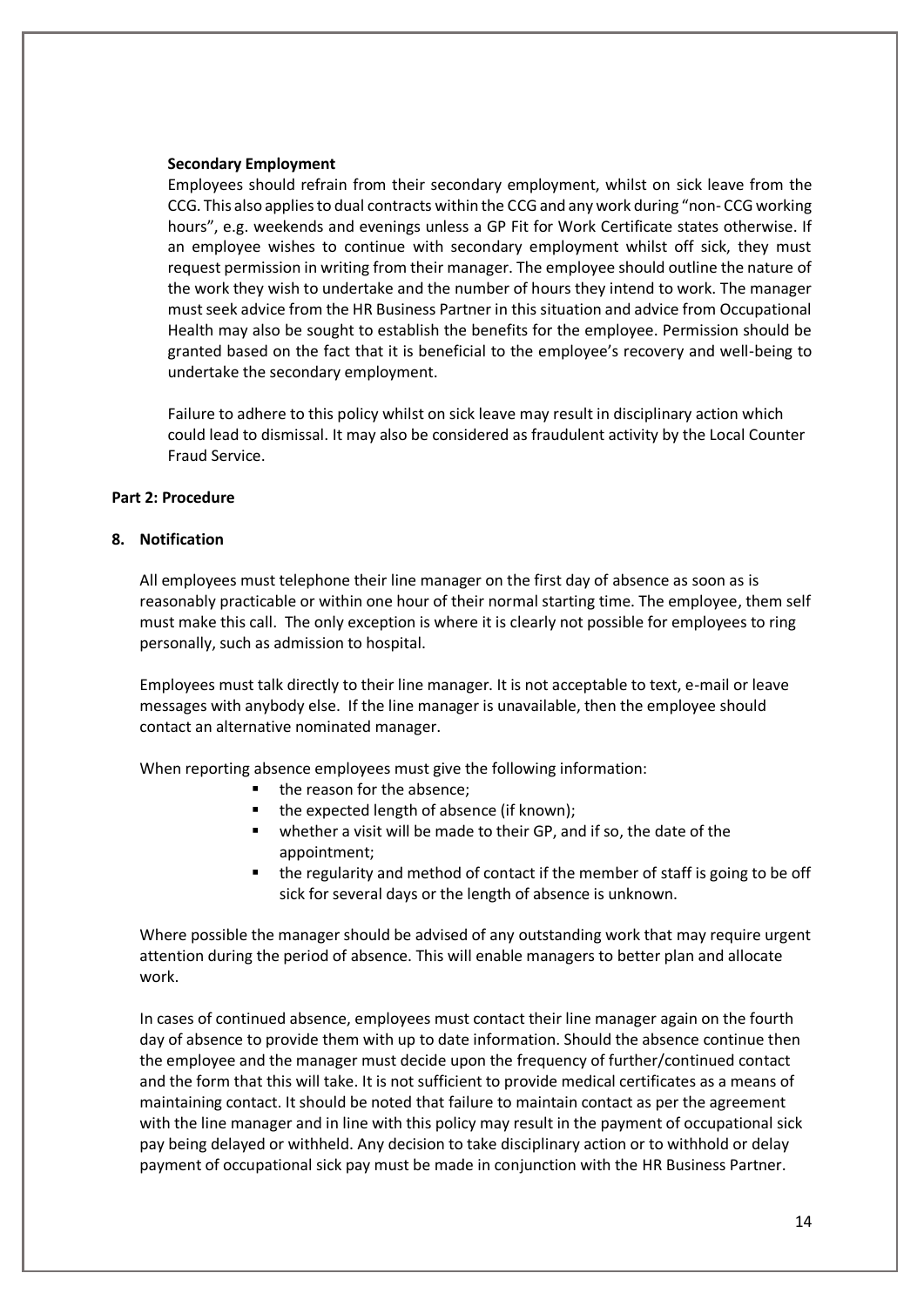**Secondary Employment**

Employees should refrain from their secondary employment, whilst on sick leave from the CCG. This also applies to dual contracts within the CCG and any work during "non- CCG working hours", e.g. weekends and evenings unless a GP Fit for Work Certificate states otherwise. If an employee wishes to continue with secondary employment whilst off sick, they must request permission in writing from their manager. The employee should outline the nature of the work they wish to undertake and the number of hours they intend to work. The manager must seek advice from the HR Business Partner in this situation and advice from Occupational Health may also be sought to establish the benefits for the employee. Permission should be granted based on the fact that it is beneficial to the employee's recovery and well-being to undertake the secondary employment.

Failure to adhere to this policy whilst on sick leave may result in disciplinary action which could lead to dismissal. It may also be considered as fraudulent activity by the Local Counter Fraud Service.

## Part 2: Procedure

### 8. Notification

All employees must telephone their line manager on the first day of absence as soon as is reasonably practicable or within one hour of their normal starting time. The employee, them self must make this call. The only exception is where it is clearly not possible for employees to ring personally, such as admission to hospital.

Employees must talk directly to their line manager. It is not acceptable to text, e-mail or leave messages with anybody else. If the line manager is unavailable, then the employee should contact an alternative nominated manager.

When reporting absence employees must give the following information:

- the reason for the absence;
- the expected length of absence (if known);
- whether a visit will be made to their GP, and if so, the date of the appointment;
- the regularity and method of contact if the member of staff is going to be off sick for several days or the length of absence is unknown.

Where possible the manager should be advised of any outstanding work that may require urgent attention during the period of absence. This will enable managers to better plan and allocate work.

In cases of continued absence, employees must contact their line manager again on the fourth day of absence to provide them with up to date information. Should the absence continue then the employee and the manager must decide upon the frequency of further/continued contact and the form that this will take. It is not sufficient to provide medical certificates as a means of maintaining contact. It should be noted that failure to maintain contact as per the agreement with the line manager and in line with this policy may result in the payment of occupational sick pay being delayed or withheld. Any decision to take disciplinary action or to withhold or delay payment of occupational sick pay must be made in conjunction with the HR Business Partner.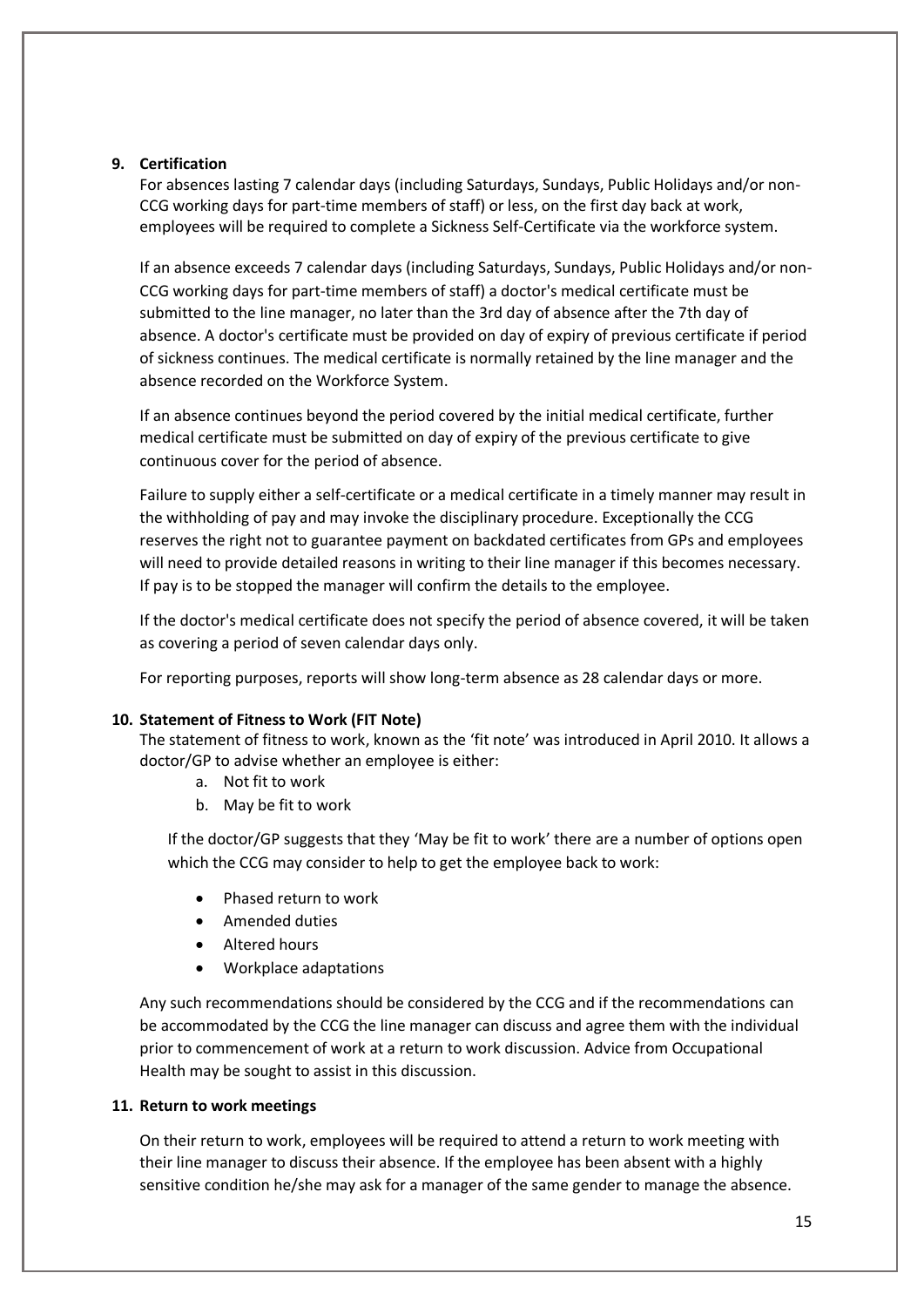## 9. Certification

For absences lasting 7 calendar days (including Saturdays, Sundays, Public Holidays and/or non-CCG working days for part-time members of staff) or less, on the first day back at work, employees will be required to complete a Sickness Self-Certificate via the workforce system.

If an absence exceeds 7 calendar days (including Saturdays, Sundays, Public Holidays and/or non-CCG working days for part-time members of staff) a doctor's medical certificate must be submitted to the line manager, no later than the 3rd day of absence after the 7th day of absence. A doctor's certificate must be provided on day of expiry of previous certificate if period of sickness continues. The medical certificate is normally retained by the line manager and the absence recorded on the Workforce System.

If an absence continues beyond the period covered by the initial medical certificate, further medical certificate must be submitted on day of expiry of the previous certificate to give continuous cover for the period of absence.

Failure to supply either a self-certificate or a medical certificate in a timely manner may result in the withholding of pay and may invoke the disciplinary procedure. Exceptionally the CCG reserves the right not to guarantee payment on backdated certificates from GPs and employees will need to provide detailed reasons in writing to their line manager if this becomes necessary. If pay is to be stopped the manager will confirm the details to the employee.

If the doctor's medical certificate does not specify the period of absence covered, it will be taken as covering a period of seven calendar days only.

For reporting purposes, reports will show long-term absence as 28 calendar days or more.

## 10. Statement of Fitness to Work (FIT Note)

The statement of fitness to work, known as the 'fit note' was introduced in April 2010. It allows a doctor/GP to advise whether an employee is either:

a. Not fit to work
b. May be fit to work

If the doctor/GP suggests that they 'May be fit to work' there are a number of options open which the CCG may consider to help to get the employee back to work:

- Phased return to work
- Amended duties
- Altered hours
- Workplace adaptations

Any such recommendations should be considered by the CCG and if the recommendations can be accommodated by the CCG the line manager can discuss and agree them with the individual prior to commencement of work at a return to work discussion. Advice from Occupational Health may be sought to assist in this discussion.

## 11. Return to work meetings

On their return to work, employees will be required to attend a return to work meeting with their line manager to discuss their absence. If the employee has been absent with a highly sensitive condition he/she may ask for a manager of the same gender to manage the absence.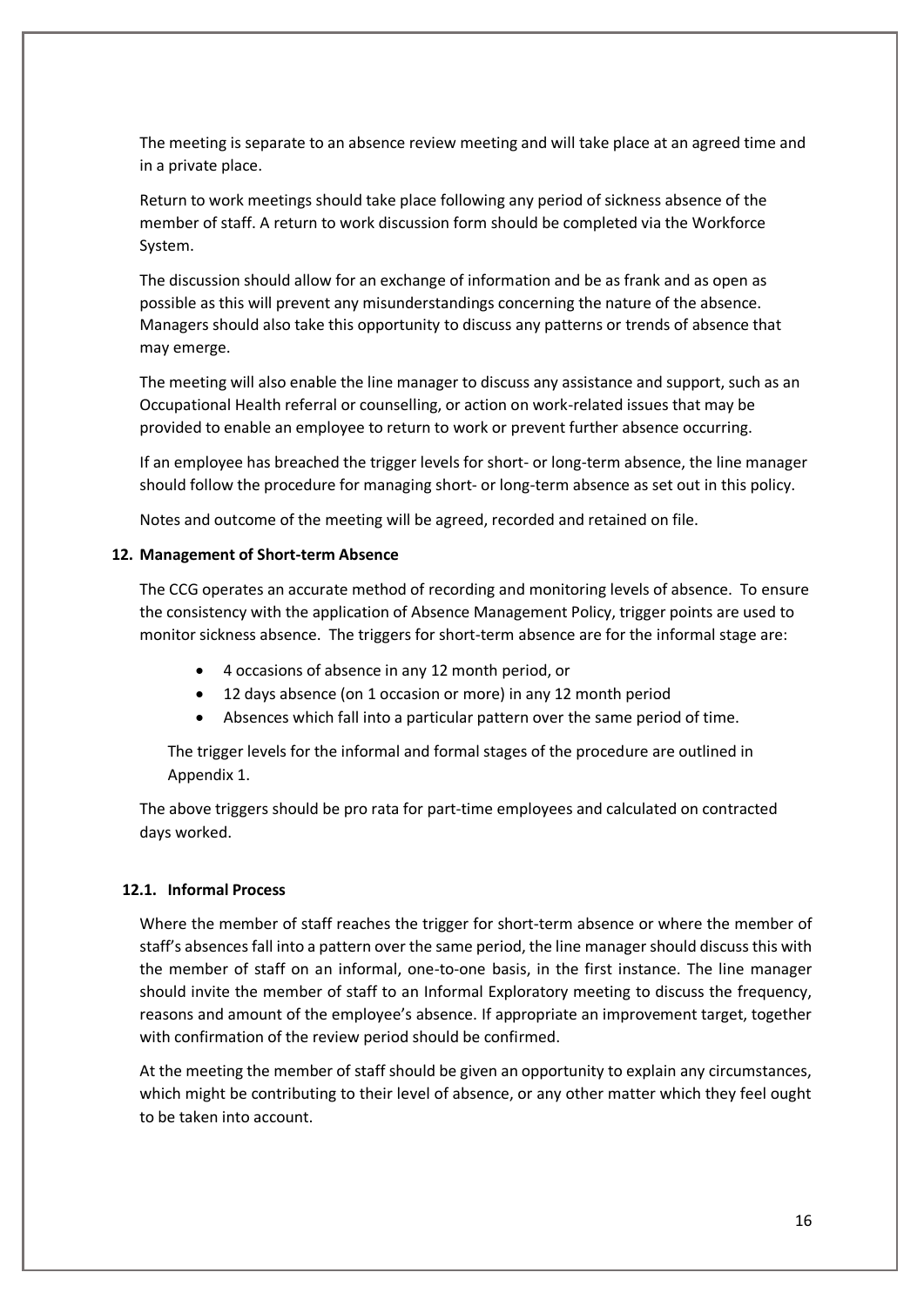The meeting is separate to an absence review meeting and will take place at an agreed time and in a private place.

Return to work meetings should take place following any period of sickness absence of the member of staff. A return to work discussion form should be completed via the Workforce System.

The discussion should allow for an exchange of information and be as frank and as open as possible as this will prevent any misunderstandings concerning the nature of the absence. Managers should also take this opportunity to discuss any patterns or trends of absence that may emerge.

The meeting will also enable the line manager to discuss any assistance and support, such as an Occupational Health referral or counselling, or action on work-related issues that may be provided to enable an employee to return to work or prevent further absence occurring.

If an employee has breached the trigger levels for short- or long-term absence, the line manager should follow the procedure for managing short- or long-term absence as set out in this policy.

Notes and outcome of the meeting will be agreed, recorded and retained on file.

## 12. Management of Short-term Absence

The CCG operates an accurate method of recording and monitoring levels of absence. To ensure the consistency with the application of Absence Management Policy, trigger points are used to monitor sickness absence. The triggers for short-term absence are for the informal stage are:

- 4 occasions of absence in any 12 month period, or
- 12 days absence (on 1 occasion or more) in any 12 month period
- Absences which fall into a particular pattern over the same period of time.

The trigger levels for the informal and formal stages of the procedure are outlined in Appendix 1.

The above triggers should be pro rata for part-time employees and calculated on contracted days worked.

### 12.1. Informal Process

Where the member of staff reaches the trigger for short-term absence or where the member of staff's absences fall into a pattern over the same period, the line manager should discuss this with the member of staff on an informal, one-to-one basis, in the first instance. The line manager should invite the member of staff to an Informal Exploratory meeting to discuss the frequency, reasons and amount of the employee's absence. If appropriate an improvement target, together with confirmation of the review period should be confirmed.

At the meeting the member of staff should be given an opportunity to explain any circumstances, which might be contributing to their level of absence, or any other matter which they feel ought to be taken into account.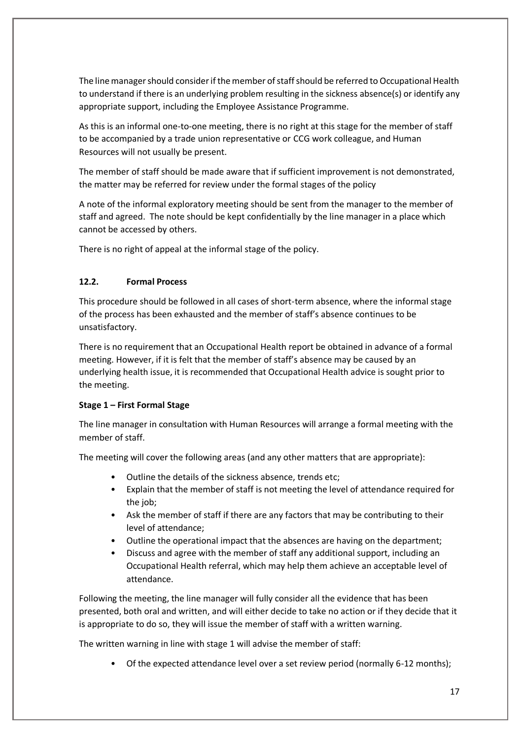The line manager should consider if the member of staff should be referred to Occupational Health to understand if there is an underlying problem resulting in the sickness absence(s) or identify any appropriate support, including the Employee Assistance Programme.

As this is an informal one-to-one meeting, there is no right at this stage for the member of staff to be accompanied by a trade union representative or CCG work colleague, and Human Resources will not usually be present.

The member of staff should be made aware that if sufficient improvement is not demonstrated, the matter may be referred for review under the formal stages of the policy

A note of the informal exploratory meeting should be sent from the manager to the member of staff and agreed. The note should be kept confidentially by the line manager in a place which cannot be accessed by others.

There is no right of appeal at the informal stage of the policy.

### 12.2. Formal Process

This procedure should be followed in all cases of short-term absence, where the informal stage of the process has been exhausted and the member of staff's absence continues to be unsatisfactory.

There is no requirement that an Occupational Health report be obtained in advance of a formal meeting. However, if it is felt that the member of staff's absence may be caused by an underlying health issue, it is recommended that Occupational Health advice is sought prior to the meeting.

**Stage 1 – First Formal Stage**

The line manager in consultation with Human Resources will arrange a formal meeting with the member of staff.

The meeting will cover the following areas (and any other matters that are appropriate):

- Outline the details of the sickness absence, trends etc;
- Explain that the member of staff is not meeting the level of attendance required for the job;
- Ask the member of staff if there are any factors that may be contributing to their level of attendance;
- Outline the operational impact that the absences are having on the department;
- Discuss and agree with the member of staff any additional support, including an Occupational Health referral, which may help them achieve an acceptable level of attendance.

Following the meeting, the line manager will fully consider all the evidence that has been presented, both oral and written, and will either decide to take no action or if they decide that it is appropriate to do so, they will issue the member of staff with a written warning.

The written warning in line with stage 1 will advise the member of staff:

- Of the expected attendance level over a set review period (normally 6-12 months);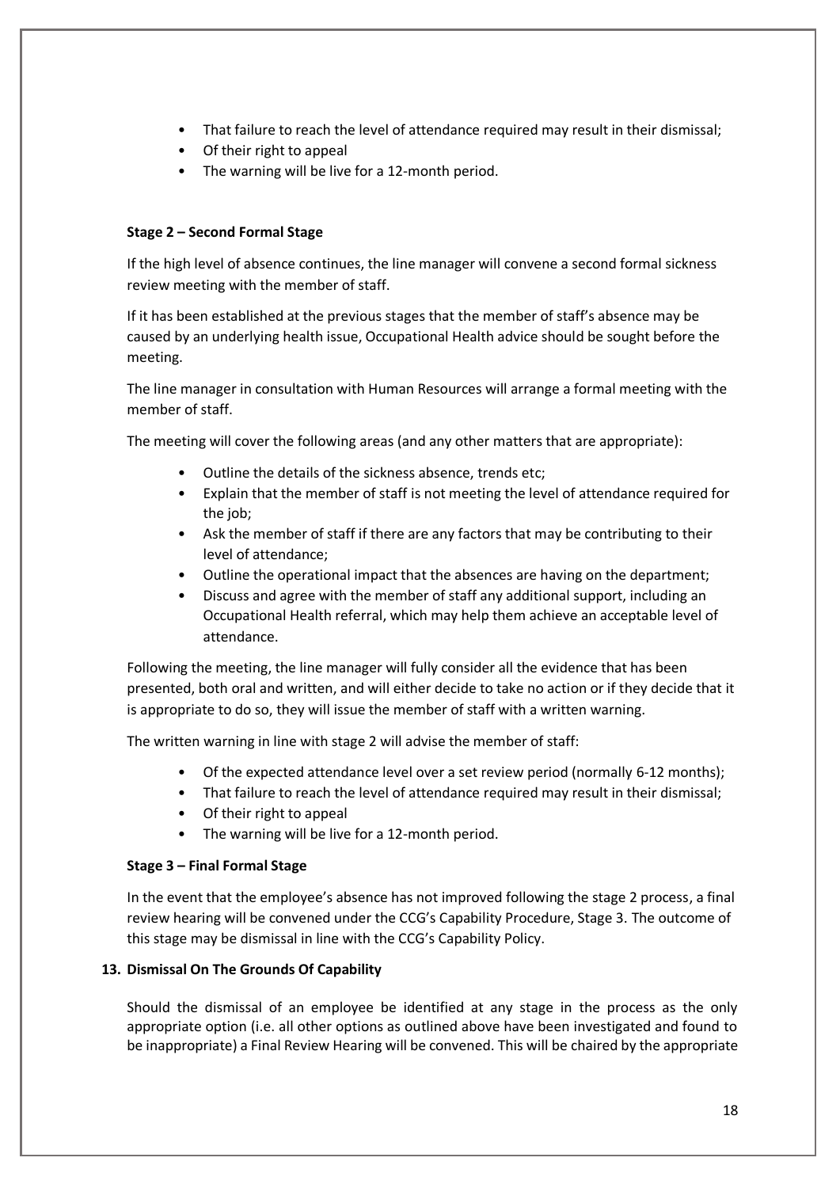- That failure to reach the level of attendance required may result in their dismissal;
- Of their right to appeal
- The warning will be live for a 12-month period.

**Stage 2 – Second Formal Stage**

If the high level of absence continues, the line manager will convene a second formal sickness review meeting with the member of staff.

If it has been established at the previous stages that the member of staff's absence may be caused by an underlying health issue, Occupational Health advice should be sought before the meeting.

The line manager in consultation with Human Resources will arrange a formal meeting with the member of staff.

The meeting will cover the following areas (and any other matters that are appropriate):

- Outline the details of the sickness absence, trends etc;
- Explain that the member of staff is not meeting the level of attendance required for the job;
- Ask the member of staff if there are any factors that may be contributing to their level of attendance;
- Outline the operational impact that the absences are having on the department;
- Discuss and agree with the member of staff any additional support, including an Occupational Health referral, which may help them achieve an acceptable level of attendance.

Following the meeting, the line manager will fully consider all the evidence that has been presented, both oral and written, and will either decide to take no action or if they decide that it is appropriate to do so, they will issue the member of staff with a written warning.

The written warning in line with stage 2 will advise the member of staff:

- Of the expected attendance level over a set review period (normally 6-12 months);
- That failure to reach the level of attendance required may result in their dismissal;
- Of their right to appeal
- The warning will be live for a 12-month period.

**Stage 3 – Final Formal Stage**

In the event that the employee's absence has not improved following the stage 2 process, a final review hearing will be convened under the CCG's Capability Procedure, Stage 3. The outcome of this stage may be dismissal in line with the CCG's Capability Policy.

## 13. Dismissal On The Grounds Of Capability

Should the dismissal of an employee be identified at any stage in the process as the only appropriate option (i.e. all other options as outlined above have been investigated and found to be inappropriate) a Final Review Hearing will be convened. This will be chaired by the appropriate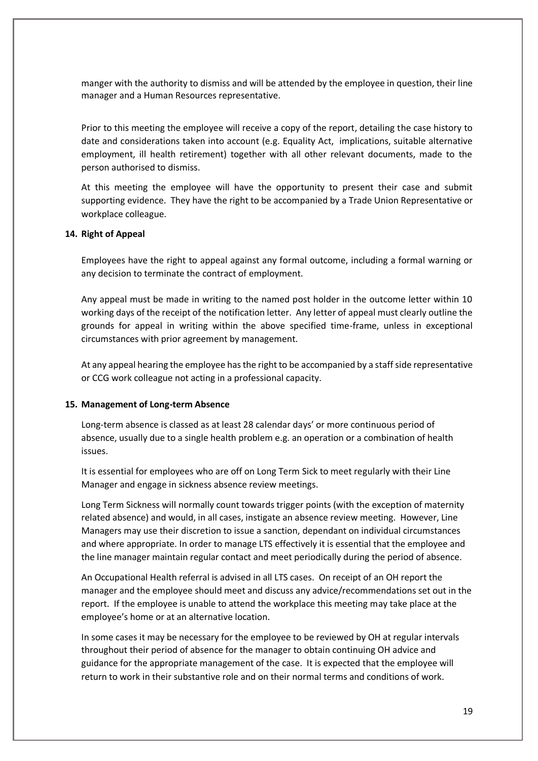manger with the authority to dismiss and will be attended by the employee in question, their line manager and a Human Resources representative.

Prior to this meeting the employee will receive a copy of the report, detailing the case history to date and considerations taken into account (e.g. Equality Act, implications, suitable alternative employment, ill health retirement) together with all other relevant documents, made to the person authorised to dismiss.

At this meeting the employee will have the opportunity to present their case and submit supporting evidence. They have the right to be accompanied by a Trade Union Representative or workplace colleague.

## 14. Right of Appeal

Employees have the right to appeal against any formal outcome, including a formal warning or any decision to terminate the contract of employment.

Any appeal must be made in writing to the named post holder in the outcome letter within 10 working days of the receipt of the notification letter. Any letter of appeal must clearly outline the grounds for appeal in writing within the above specified time-frame, unless in exceptional circumstances with prior agreement by management.

At any appeal hearing the employee has the right to be accompanied by a staff side representative or CCG work colleague not acting in a professional capacity.

## 15. Management of Long-term Absence

Long-term absence is classed as at least 28 calendar days' or more continuous period of absence, usually due to a single health problem e.g. an operation or a combination of health issues.

It is essential for employees who are off on Long Term Sick to meet regularly with their Line Manager and engage in sickness absence review meetings.

Long Term Sickness will normally count towards trigger points (with the exception of maternity related absence) and would, in all cases, instigate an absence review meeting. However, Line Managers may use their discretion to issue a sanction, dependant on individual circumstances and where appropriate. In order to manage LTS effectively it is essential that the employee and the line manager maintain regular contact and meet periodically during the period of absence.

An Occupational Health referral is advised in all LTS cases. On receipt of an OH report the manager and the employee should meet and discuss any advice/recommendations set out in the report. If the employee is unable to attend the workplace this meeting may take place at the employee's home or at an alternative location.

In some cases it may be necessary for the employee to be reviewed by OH at regular intervals throughout their period of absence for the manager to obtain continuing OH advice and guidance for the appropriate management of the case. It is expected that the employee will return to work in their substantive role and on their normal terms and conditions of work.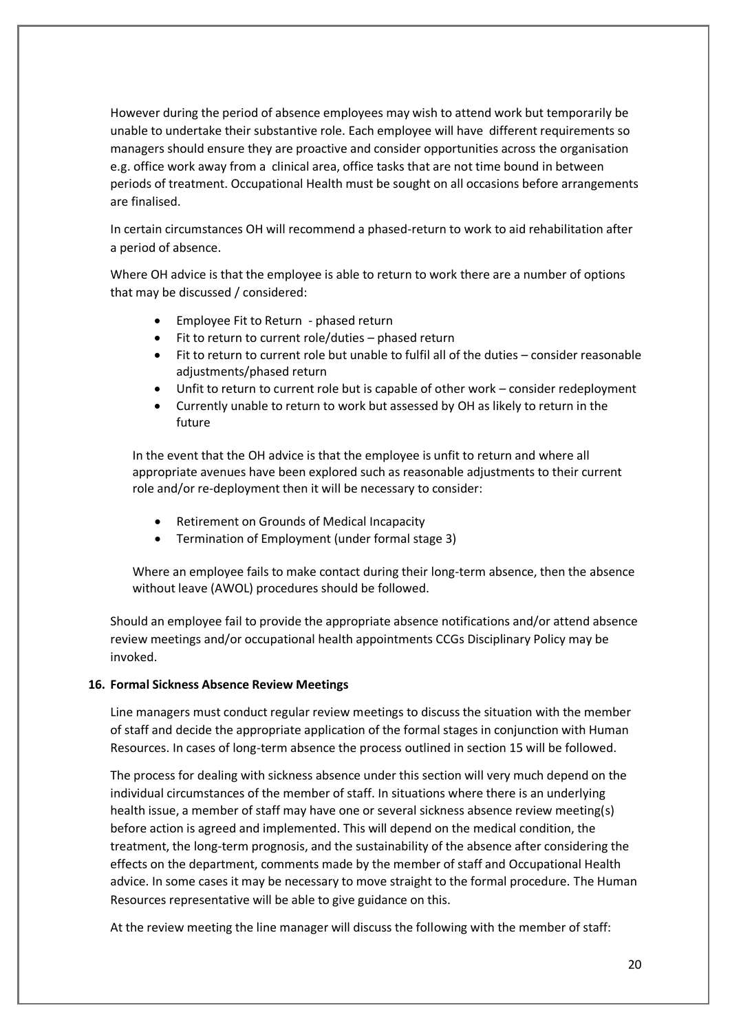However during the period of absence employees may wish to attend work but temporarily be unable to undertake their substantive role. Each employee will have different requirements so managers should ensure they are proactive and consider opportunities across the organisation e.g. office work away from a clinical area, office tasks that are not time bound in between periods of treatment. Occupational Health must be sought on all occasions before arrangements are finalised.

In certain circumstances OH will recommend a phased-return to work to aid rehabilitation after a period of absence.

Where OH advice is that the employee is able to return to work there are a number of options that may be discussed / considered:

- Employee Fit to Return - phased return
- Fit to return to current role/duties – phased return
- Fit to return to current role but unable to fulfil all of the duties – consider reasonable adjustments/phased return
- Unfit to return to current role but is capable of other work – consider redeployment
- Currently unable to return to work but assessed by OH as likely to return in the future

In the event that the OH advice is that the employee is unfit to return and where all appropriate avenues have been explored such as reasonable adjustments to their current role and/or re-deployment then it will be necessary to consider:

- Retirement on Grounds of Medical Incapacity
- Termination of Employment (under formal stage 3)

Where an employee fails to make contact during their long-term absence, then the absence without leave (AWOL) procedures should be followed.

Should an employee fail to provide the appropriate absence notifications and/or attend absence review meetings and/or occupational health appointments CCGs Disciplinary Policy may be invoked.

## 16. Formal Sickness Absence Review Meetings

Line managers must conduct regular review meetings to discuss the situation with the member of staff and decide the appropriate application of the formal stages in conjunction with Human Resources. In cases of long-term absence the process outlined in section 15 will be followed.

The process for dealing with sickness absence under this section will very much depend on the individual circumstances of the member of staff. In situations where there is an underlying health issue, a member of staff may have one or several sickness absence review meeting(s) before action is agreed and implemented. This will depend on the medical condition, the treatment, the long-term prognosis, and the sustainability of the absence after considering the effects on the department, comments made by the member of staff and Occupational Health advice. In some cases it may be necessary to move straight to the formal procedure. The Human Resources representative will be able to give guidance on this.

At the review meeting the line manager will discuss the following with the member of staff: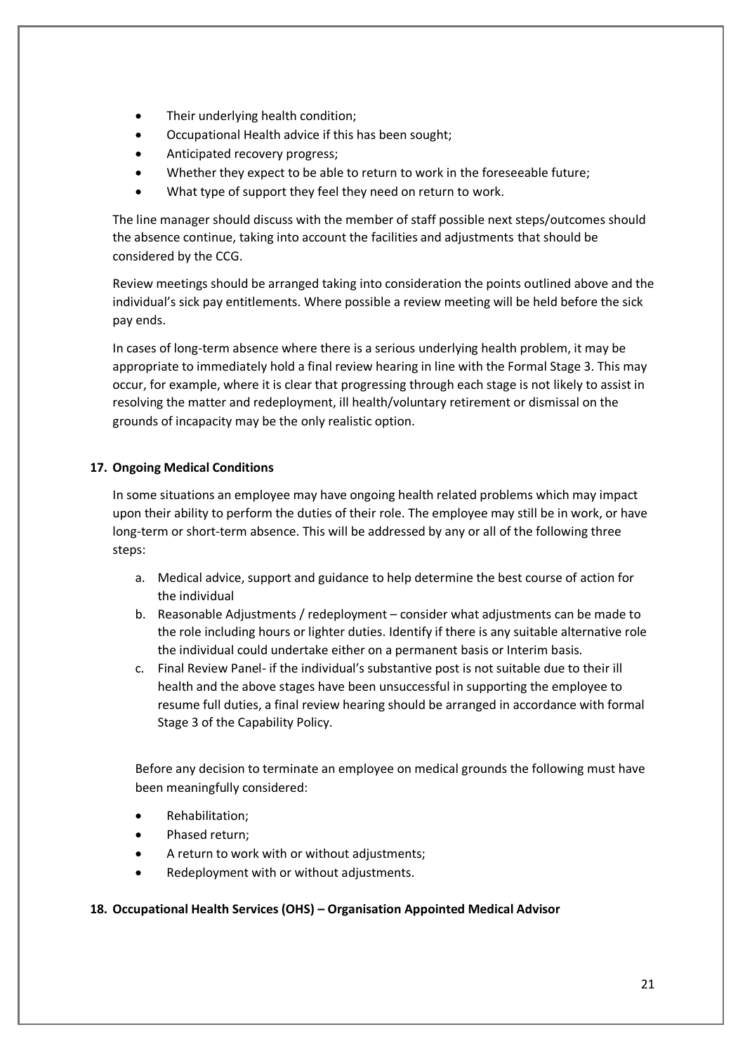- Their underlying health condition;
- Occupational Health advice if this has been sought;
- Anticipated recovery progress;
- Whether they expect to be able to return to work in the foreseeable future;
- What type of support they feel they need on return to work.

The line manager should discuss with the member of staff possible next steps/outcomes should the absence continue, taking into account the facilities and adjustments that should be considered by the CCG.

Review meetings should be arranged taking into consideration the points outlined above and the individual's sick pay entitlements. Where possible a review meeting will be held before the sick pay ends.

In cases of long-term absence where there is a serious underlying health problem, it may be appropriate to immediately hold a final review hearing in line with the Formal Stage 3. This may occur, for example, where it is clear that progressing through each stage is not likely to assist in resolving the matter and redeployment, ill health/voluntary retirement or dismissal on the grounds of incapacity may be the only realistic option.

## 17. Ongoing Medical Conditions

In some situations an employee may have ongoing health related problems which may impact upon their ability to perform the duties of their role. The employee may still be in work, or have long-term or short-term absence. This will be addressed by any or all of the following three steps:

a. Medical advice, support and guidance to help determine the best course of action for the individual
b. Reasonable Adjustments / redeployment – consider what adjustments can be made to the role including hours or lighter duties. Identify if there is any suitable alternative role the individual could undertake either on a permanent basis or Interim basis.
c. Final Review Panel- if the individual's substantive post is not suitable due to their ill health and the above stages have been unsuccessful in supporting the employee to resume full duties, a final review hearing should be arranged in accordance with formal Stage 3 of the Capability Policy.

Before any decision to terminate an employee on medical grounds the following must have been meaningfully considered:

- Rehabilitation;
- Phased return;
- A return to work with or without adjustments;
- Redeployment with or without adjustments.

## 18. Occupational Health Services (OHS) – Organisation Appointed Medical Advisor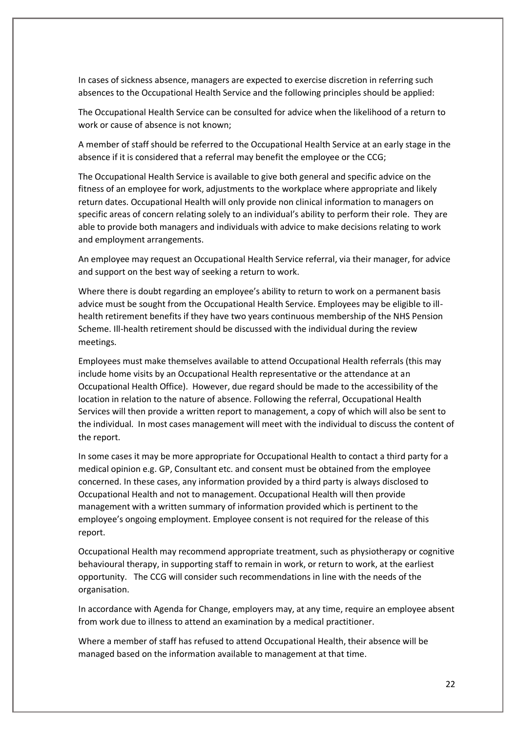In cases of sickness absence, managers are expected to exercise discretion in referring such absences to the Occupational Health Service and the following principles should be applied:

The Occupational Health Service can be consulted for advice when the likelihood of a return to work or cause of absence is not known;

A member of staff should be referred to the Occupational Health Service at an early stage in the absence if it is considered that a referral may benefit the employee or the CCG;

The Occupational Health Service is available to give both general and specific advice on the fitness of an employee for work, adjustments to the workplace where appropriate and likely return dates. Occupational Health will only provide non clinical information to managers on specific areas of concern relating solely to an individual's ability to perform their role. They are able to provide both managers and individuals with advice to make decisions relating to work and employment arrangements.

An employee may request an Occupational Health Service referral, via their manager, for advice and support on the best way of seeking a return to work.

Where there is doubt regarding an employee's ability to return to work on a permanent basis advice must be sought from the Occupational Health Service. Employees may be eligible to ill-health retirement benefits if they have two years continuous membership of the NHS Pension Scheme. Ill-health retirement should be discussed with the individual during the review meetings.

Employees must make themselves available to attend Occupational Health referrals (this may include home visits by an Occupational Health representative or the attendance at an Occupational Health Office). However, due regard should be made to the accessibility of the location in relation to the nature of absence. Following the referral, Occupational Health Services will then provide a written report to management, a copy of which will also be sent to the individual. In most cases management will meet with the individual to discuss the content of the report.

In some cases it may be more appropriate for Occupational Health to contact a third party for a medical opinion e.g. GP, Consultant etc. and consent must be obtained from the employee concerned. In these cases, any information provided by a third party is always disclosed to Occupational Health and not to management. Occupational Health will then provide management with a written summary of information provided which is pertinent to the employee's ongoing employment. Employee consent is not required for the release of this report.

Occupational Health may recommend appropriate treatment, such as physiotherapy or cognitive behavioural therapy, in supporting staff to remain in work, or return to work, at the earliest opportunity. The CCG will consider such recommendations in line with the needs of the organisation.

In accordance with Agenda for Change, employers may, at any time, require an employee absent from work due to illness to attend an examination by a medical practitioner.

Where a member of staff has refused to attend Occupational Health, their absence will be managed based on the information available to management at that time.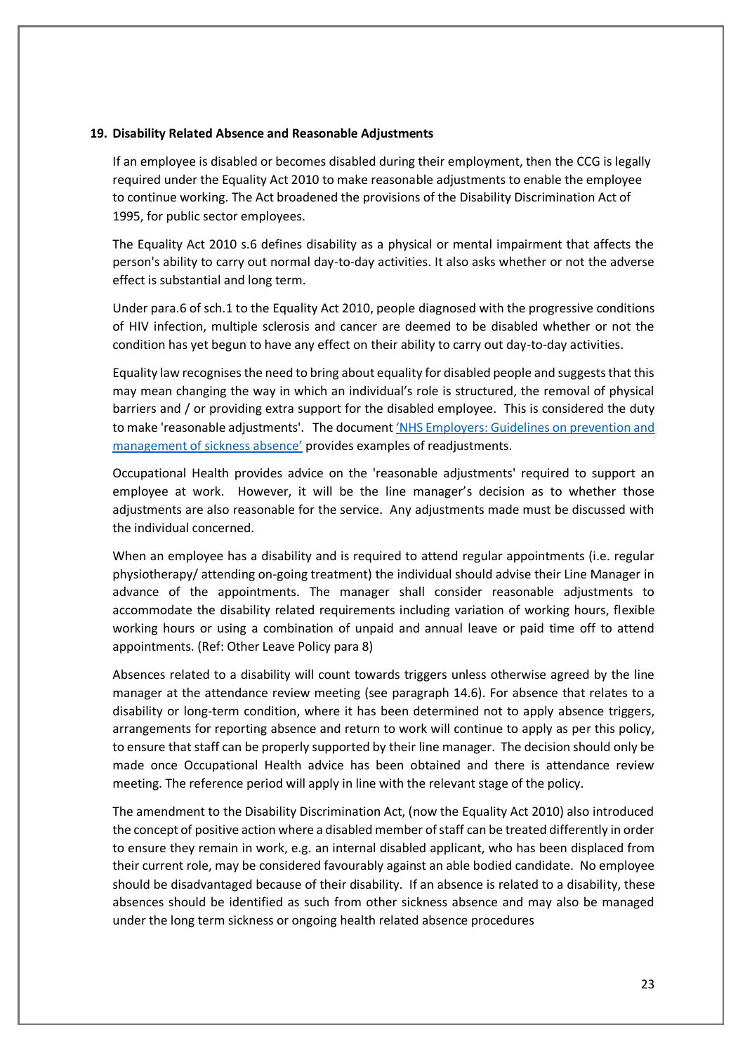**19. Disability Related Absence and Reasonable Adjustments**

If an employee is disabled or becomes disabled during their employment, then the CCG is legally required under the Equality Act 2010 to make reasonable adjustments to enable the employee to continue working. The Act broadened the provisions of the Disability Discrimination Act of 1995, for public sector employees.

The Equality Act 2010 s.6 defines disability as a physical or mental impairment that affects the person's ability to carry out normal day-to-day activities. It also asks whether or not the adverse effect is substantial and long term.

Under para.6 of sch.1 to the Equality Act 2010, people diagnosed with the progressive conditions of HIV infection, multiple sclerosis and cancer are deemed to be disabled whether or not the condition has yet begun to have any effect on their ability to carry out day-to-day activities.

Equality law recognises the need to bring about equality for disabled people and suggests that this may mean changing the way in which an individual's role is structured, the removal of physical barriers and / or providing extra support for the disabled employee. This is considered the duty to make 'reasonable adjustments'. The document 'NHS Employers: Guidelines on prevention and management of sickness absence' provides examples of readjustments.

Occupational Health provides advice on the 'reasonable adjustments' required to support an employee at work. However, it will be the line manager's decision as to whether those adjustments are also reasonable for the service. Any adjustments made must be discussed with the individual concerned.

When an employee has a disability and is required to attend regular appointments (i.e. regular physiotherapy/ attending on-going treatment) the individual should advise their Line Manager in advance of the appointments. The manager shall consider reasonable adjustments to accommodate the disability related requirements including variation of working hours, flexible working hours or using a combination of unpaid and annual leave or paid time off to attend appointments. (Ref: Other Leave Policy para 8)

Absences related to a disability will count towards triggers unless otherwise agreed by the line manager at the attendance review meeting (see paragraph 14.6). For absence that relates to a disability or long-term condition, where it has been determined not to apply absence triggers, arrangements for reporting absence and return to work will continue to apply as per this policy, to ensure that staff can be properly supported by their line manager. The decision should only be made once Occupational Health advice has been obtained and there is attendance review meeting. The reference period will apply in line with the relevant stage of the policy.

The amendment to the Disability Discrimination Act, (now the Equality Act 2010) also introduced the concept of positive action where a disabled member of staff can be treated differently in order to ensure they remain in work, e.g. an internal disabled applicant, who has been displaced from their current role, may be considered favourably against an able bodied candidate. No employee should be disadvantaged because of their disability. If an absence is related to a disability, these absences should be identified as such from other sickness absence and may also be managed under the long term sickness or ongoing health related absence procedures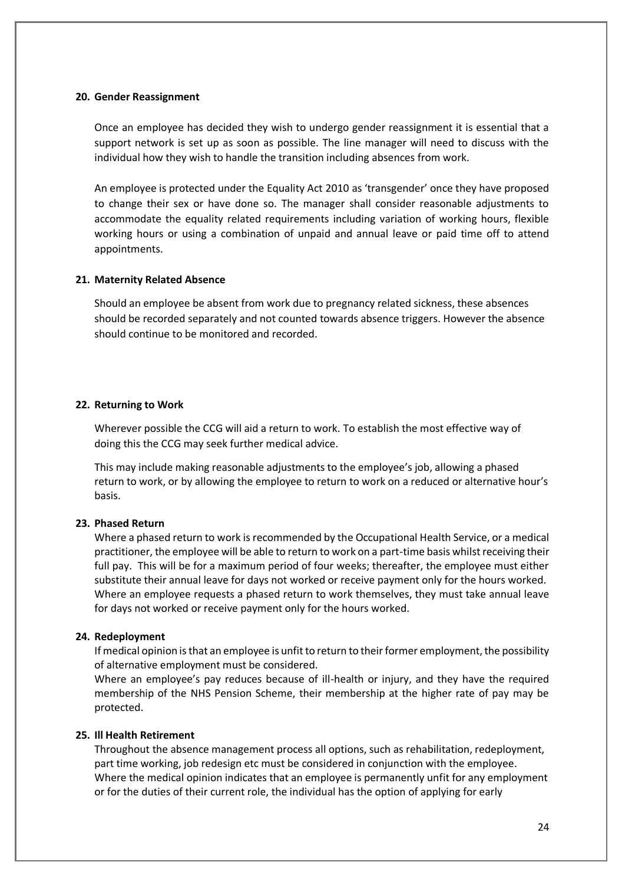### 20. Gender Reassignment

Once an employee has decided they wish to undergo gender reassignment it is essential that a support network is set up as soon as possible. The line manager will need to discuss with the individual how they wish to handle the transition including absences from work.

An employee is protected under the Equality Act 2010 as 'transgender' once they have proposed to change their sex or have done so. The manager shall consider reasonable adjustments to accommodate the equality related requirements including variation of working hours, flexible working hours or using a combination of unpaid and annual leave or paid time off to attend appointments.

### 21. Maternity Related Absence

Should an employee be absent from work due to pregnancy related sickness, these absences should be recorded separately and not counted towards absence triggers. However the absence should continue to be monitored and recorded.

### 22. Returning to Work

Wherever possible the CCG will aid a return to work. To establish the most effective way of doing this the CCG may seek further medical advice.

This may include making reasonable adjustments to the employee's job, allowing a phased return to work, or by allowing the employee to return to work on a reduced or alternative hour's basis.

### 23. Phased Return

Where a phased return to work is recommended by the Occupational Health Service, or a medical practitioner, the employee will be able to return to work on a part-time basis whilst receiving their full pay. This will be for a maximum period of four weeks; thereafter, the employee must either substitute their annual leave for days not worked or receive payment only for the hours worked. Where an employee requests a phased return to work themselves, they must take annual leave for days not worked or receive payment only for the hours worked.

### 24. Redeployment

If medical opinion is that an employee is unfit to return to their former employment, the possibility of alternative employment must be considered.

Where an employee's pay reduces because of ill-health or injury, and they have the required membership of the NHS Pension Scheme, their membership at the higher rate of pay may be protected.

### 25. Ill Health Retirement

Throughout the absence management process all options, such as rehabilitation, redeployment, part time working, job redesign etc must be considered in conjunction with the employee. Where the medical opinion indicates that an employee is permanently unfit for any employment or for the duties of their current role, the individual has the option of applying for early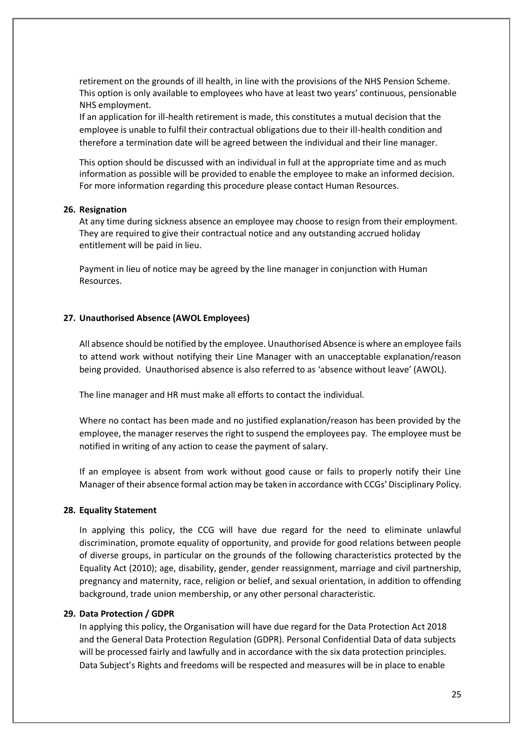retirement on the grounds of ill health, in line with the provisions of the NHS Pension Scheme. This option is only available to employees who have at least two years' continuous, pensionable NHS employment.

If an application for ill-health retirement is made, this constitutes a mutual decision that the employee is unable to fulfil their contractual obligations due to their ill-health condition and therefore a termination date will be agreed between the individual and their line manager.

This option should be discussed with an individual in full at the appropriate time and as much information as possible will be provided to enable the employee to make an informed decision. For more information regarding this procedure please contact Human Resources.

## 26. Resignation

At any time during sickness absence an employee may choose to resign from their employment. They are required to give their contractual notice and any outstanding accrued holiday entitlement will be paid in lieu.

Payment in lieu of notice may be agreed by the line manager in conjunction with Human Resources.

## 27. Unauthorised Absence (AWOL Employees)

All absence should be notified by the employee. Unauthorised Absence is where an employee fails to attend work without notifying their Line Manager with an unacceptable explanation/reason being provided. Unauthorised absence is also referred to as 'absence without leave' (AWOL).

The line manager and HR must make all efforts to contact the individual.

Where no contact has been made and no justified explanation/reason has been provided by the employee, the manager reserves the right to suspend the employees pay. The employee must be notified in writing of any action to cease the payment of salary.

If an employee is absent from work without good cause or fails to properly notify their Line Manager of their absence formal action may be taken in accordance with CCGs' Disciplinary Policy.

## 28. Equality Statement

In applying this policy, the CCG will have due regard for the need to eliminate unlawful discrimination, promote equality of opportunity, and provide for good relations between people of diverse groups, in particular on the grounds of the following characteristics protected by the Equality Act (2010); age, disability, gender, gender reassignment, marriage and civil partnership, pregnancy and maternity, race, religion or belief, and sexual orientation, in addition to offending background, trade union membership, or any other personal characteristic.

## 29. Data Protection / GDPR

In applying this policy, the Organisation will have due regard for the Data Protection Act 2018 and the General Data Protection Regulation (GDPR). Personal Confidential Data of data subjects will be processed fairly and lawfully and in accordance with the six data protection principles. Data Subject's Rights and freedoms will be respected and measures will be in place to enable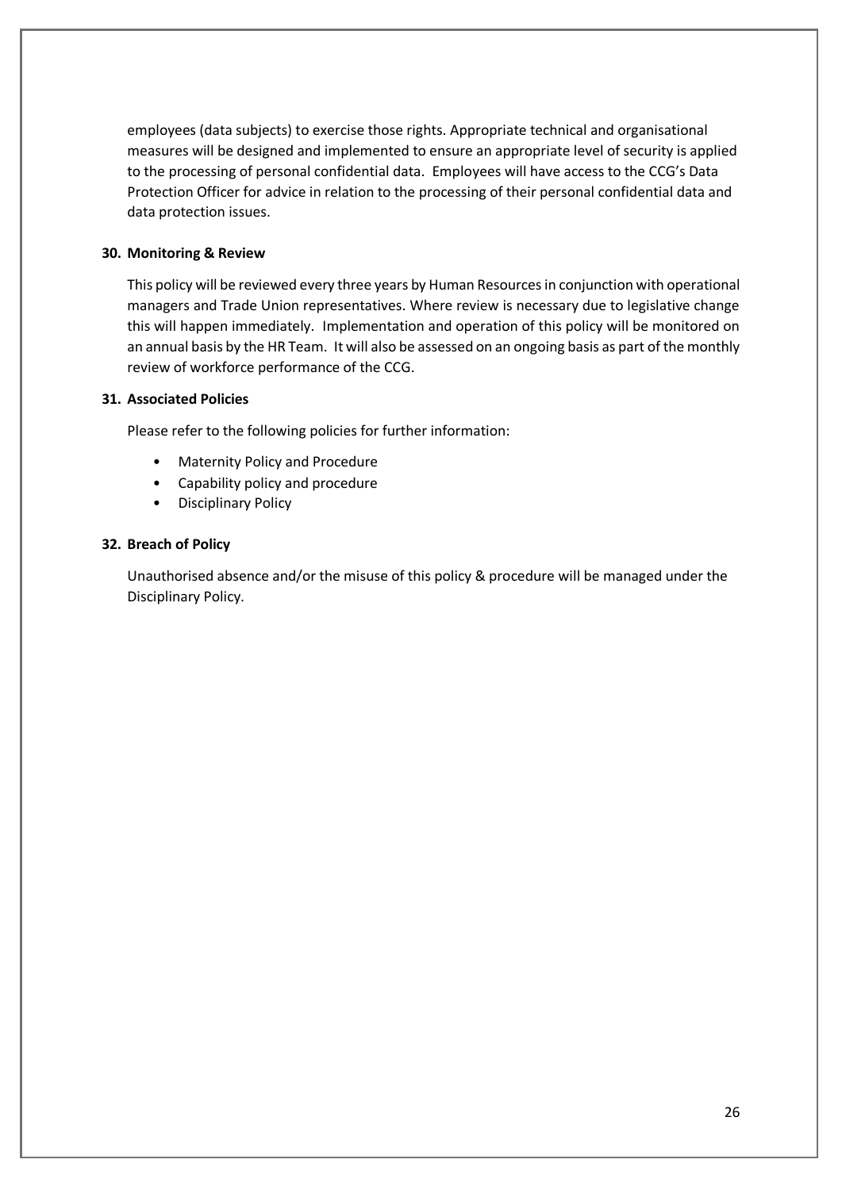employees (data subjects) to exercise those rights. Appropriate technical and organisational measures will be designed and implemented to ensure an appropriate level of security is applied to the processing of personal confidential data. Employees will have access to the CCG's Data Protection Officer for advice in relation to the processing of their personal confidential data and data protection issues.

## 30. Monitoring & Review

This policy will be reviewed every three years by Human Resources in conjunction with operational managers and Trade Union representatives. Where review is necessary due to legislative change this will happen immediately. Implementation and operation of this policy will be monitored on an annual basis by the HR Team. It will also be assessed on an ongoing basis as part of the monthly review of workforce performance of the CCG.

## 31. Associated Policies

Please refer to the following policies for further information:

- Maternity Policy and Procedure
- Capability policy and procedure
- Disciplinary Policy

## 32. Breach of Policy

Unauthorised absence and/or the misuse of this policy & procedure will be managed under the Disciplinary Policy.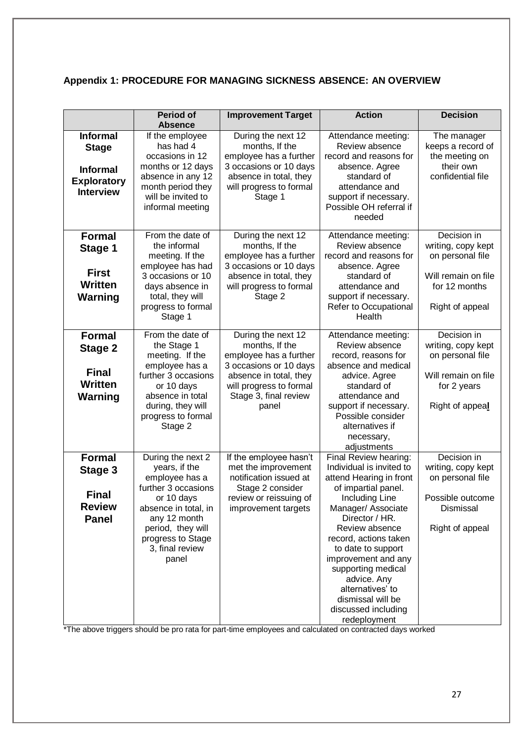**Appendix 1: PROCEDURE FOR MANAGING SICKNESS ABSENCE: AN OVERVIEW**

| | Period of Absence | Improvement Target | Action | Decision |
|---|---|---|---|---|
| **Informal Stage**<br><br>**Informal Exploratory Interview** | If the employee has had 4 occasions in 12 months or 12 days absence in any 12 month period they will be invited to informal meeting | During the next 12 months, If the employee has a further 3 occasions or 10 days absence in total, they will progress to formal Stage 1 | Attendance meeting: Review absence record and reasons for absence. Agree standard of attendance and support if necessary. Possible OH referral if needed | The manager keeps a record of the meeting on their own confidential file |
| **Formal Stage 1**<br><br>**First Written Warning** | From the date of the informal meeting. If the employee has had 3 occasions or 10 days absence in total, they will progress to formal Stage 1 | During the next 12 months, If the employee has a further 3 occasions or 10 days absence in total, they will progress to formal Stage 2 | Attendance meeting: Review absence record and reasons for absence. Agree standard of attendance and support if necessary. Refer to Occupational Health | Decision in writing, copy kept on personal file<br><br>Will remain on file for 12 months<br><br>Right of appeal |
| **Formal Stage 2**<br><br>**Final Written Warning** | From the date of the Stage 1 meeting. If the employee has a further 3 occasions or 10 days absence in total during, they will progress to formal Stage 2 | During the next 12 months, If the employee has a further 3 occasions or 10 days absence in total, they will progress to formal Stage 3, final review panel | Attendance meeting: Review absence record, reasons for absence and medical advice. Agree standard of attendance and support if necessary. Possible consider alternatives if necessary, adjustments | Decision in writing, copy kept on personal file<br><br>Will remain on file for 2 years<br><br>Right of appeal |
| **Formal Stage 3**<br><br>**Final Review Panel** | During the next 2 years, if the employee has a further 3 occasions or 10 days absence in total, in any 12 month period, they will progress to Stage 3, final review panel | If the employee hasn't met the improvement notification issued at Stage 2 consider review or reissuing of improvement targets | Final Review hearing: Individual is invited to attend Hearing in front of impartial panel. Including Line Manager/ Associate Director / HR. Review absence record, actions taken to date to support improvement and any supporting medical advice. Any alternatives' to dismissal will be discussed including redeployment | Decision in writing, copy kept on personal file<br><br>Possible outcome Dismissal<br><br>Right of appeal |

*The above triggers should be pro rata for part-time employees and calculated on contracted days worked